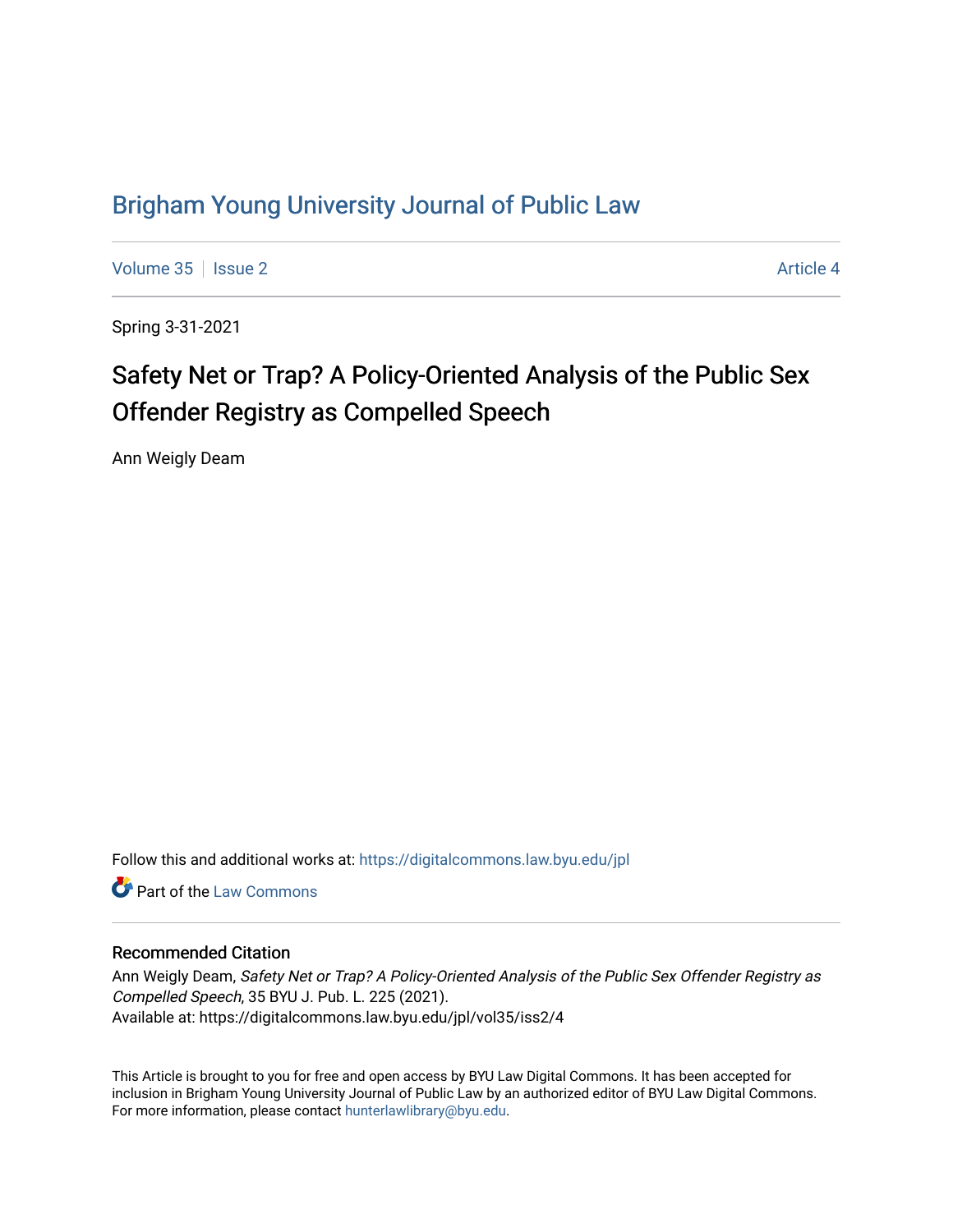# Brigham Young University Journal of Public Law

Volume 35 | Issue 2 | Article 4

Spring 3-31-2021

## Safety Net or Trap? A Policy-Oriented Analysis of the Public Sex Offender Registry as Compelled Speech

Ann Weigly Deam

Follow this and additional works at: https://digitalcommons.law.byu.edu/jpl

Part of the Law Commons

### Recommended Citation

Ann Weigly Deam, *Safety Net or Trap? A Policy-Oriented Analysis of the Public Sex Offender Registry as Compelled Speech*, 35 BYU J. Pub. L. 225 (2021).
Available at: https://digitalcommons.law.byu.edu/jpl/vol35/iss2/4

This Article is brought to you for free and open access by BYU Law Digital Commons. It has been accepted for inclusion in Brigham Young University Journal of Public Law by an authorized editor of BYU Law Digital Commons. For more information, please contact hunterlawlibrary@byu.edu.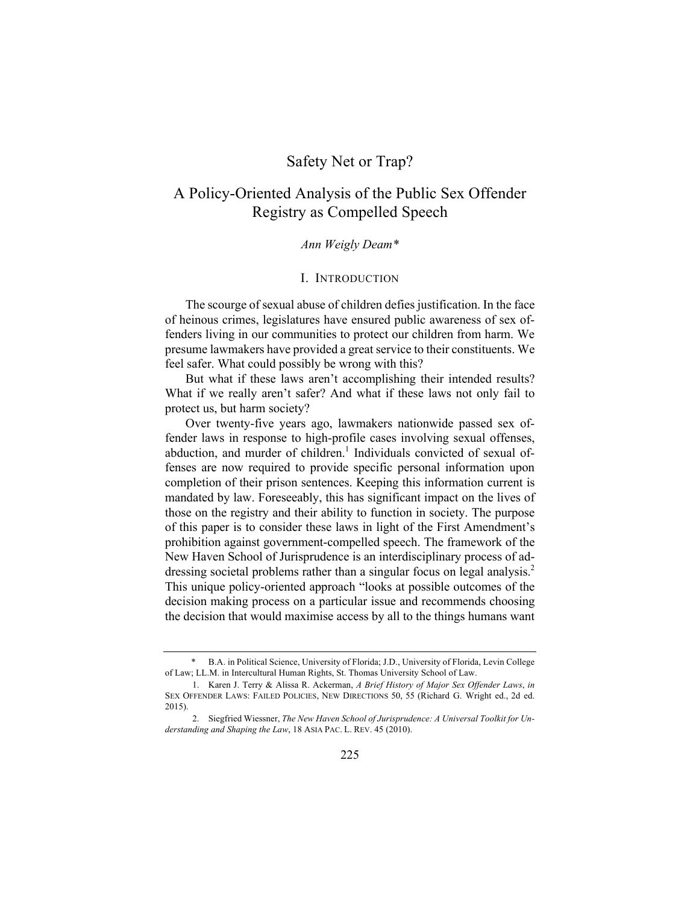# Safety Net or Trap?

## A Policy-Oriented Analysis of the Public Sex Offender Registry as Compelled Speech

*Ann Weigly Deam\**

### I. INTRODUCTION

The scourge of sexual abuse of children defies justification. In the face of heinous crimes, legislatures have ensured public awareness of sex offenders living in our communities to protect our children from harm. We presume lawmakers have provided a great service to their constituents. We feel safer. What could possibly be wrong with this?

But what if these laws aren't accomplishing their intended results? What if we really aren't safer? And what if these laws not only fail to protect us, but harm society?

Over twenty-five years ago, lawmakers nationwide passed sex offender laws in response to high-profile cases involving sexual offenses, abduction, and murder of children.[1] Individuals convicted of sexual offenses are now required to provide specific personal information upon completion of their prison sentences. Keeping this information current is mandated by law. Foreseeably, this has significant impact on the lives of those on the registry and their ability to function in society. The purpose of this paper is to consider these laws in light of the First Amendment's prohibition against government-compelled speech. The framework of the New Haven School of Jurisprudence is an interdisciplinary process of addressing societal problems rather than a singular focus on legal analysis.[2] This unique policy-oriented approach "looks at possible outcomes of the decision making process on a particular issue and recommends choosing the decision that would maximise access by all to the things humans want

---

\* B.A. in Political Science, University of Florida; J.D., University of Florida, Levin College of Law; LL.M. in Intercultural Human Rights, St. Thomas University School of Law.

1. Karen J. Terry & Alissa R. Ackerman, *A Brief History of Major Sex Offender Laws*, *in* SEX OFFENDER LAWS: FAILED POLICIES, NEW DIRECTIONS 50, 55 (Richard G. Wright ed., 2d ed. 2015).

2. Siegfried Wiessner, *The New Haven School of Jurisprudence: A Universal Toolkit for Understanding and Shaping the Law*, 18 ASIA PAC. L. REV. 45 (2010).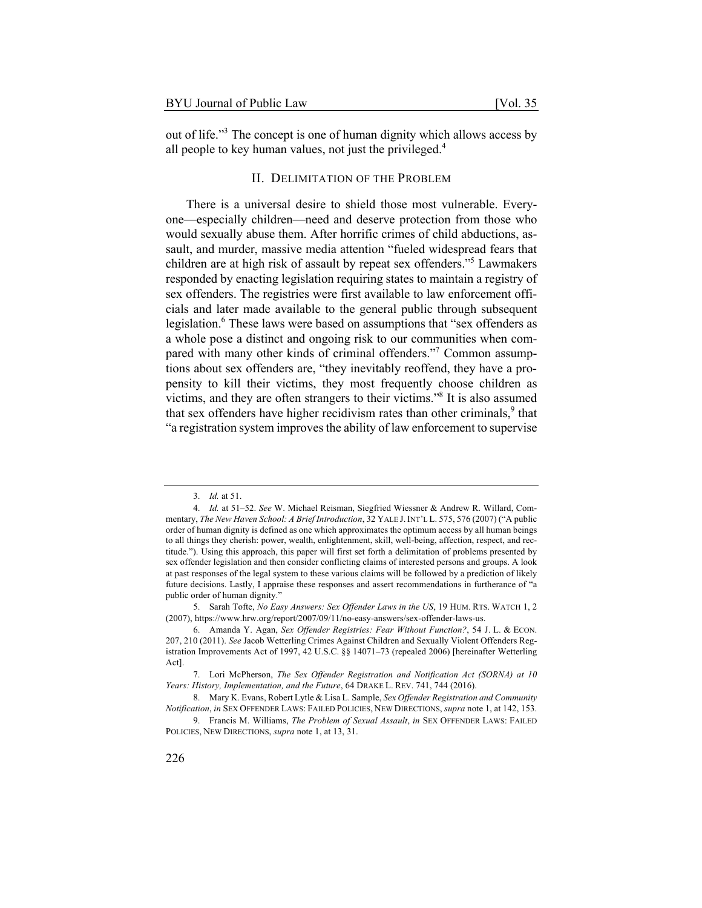out of life."[3] The concept is one of human dignity which allows access by all people to key human values, not just the privileged.[4]

## II. DELIMITATION OF THE PROBLEM

There is a universal desire to shield those most vulnerable. Everyone—especially children—need and deserve protection from those who would sexually abuse them. After horrific crimes of child abductions, assault, and murder, massive media attention "fueled widespread fears that children are at high risk of assault by repeat sex offenders."[5] Lawmakers responded by enacting legislation requiring states to maintain a registry of sex offenders. The registries were first available to law enforcement officials and later made available to the general public through subsequent legislation.[6] These laws were based on assumptions that "sex offenders as a whole pose a distinct and ongoing risk to our communities when compared with many other kinds of criminal offenders."[7] Common assumptions about sex offenders are, "they inevitably reoffend, they have a propensity to kill their victims, they most frequently choose children as victims, and they are often strangers to their victims."[8] It is also assumed that sex offenders have higher recidivism rates than other criminals,[9] that "a registration system improves the ability of law enforcement to supervise

---

3. *Id.* at 51.

4. *Id.* at 51–52. *See* W. Michael Reisman, Siegfried Wiessner & Andrew R. Willard, Commentary, *The New Haven School: A Brief Introduction*, 32 YALE J. INT'L L. 575, 576 (2007) ("A public order of human dignity is defined as one which approximates the optimum access by all human beings to all things they cherish: power, wealth, enlightenment, skill, well-being, affection, respect, and rectitude."). Using this approach, this paper will first set forth a delimitation of problems presented by sex offender legislation and then consider conflicting claims of interested persons and groups. A look at past responses of the legal system to these various claims will be followed by a prediction of likely future decisions. Lastly, I appraise these responses and assert recommendations in furtherance of "a public order of human dignity."

5. Sarah Tofte, *No Easy Answers: Sex Offender Laws in the US*, 19 HUM. RTS. WATCH 1, 2 (2007), https://www.hrw.org/report/2007/09/11/no-easy-answers/sex-offender-laws-us.

6. Amanda Y. Agan, *Sex Offender Registries: Fear Without Function?*, 54 J. L. & ECON. 207, 210 (2011). *See* Jacob Wetterling Crimes Against Children and Sexually Violent Offenders Registration Improvements Act of 1997, 42 U.S.C. §§ 14071–73 (repealed 2006) [hereinafter Wetterling Act].

7. Lori McPherson, *The Sex Offender Registration and Notification Act (SORNA) at 10 Years: History, Implementation, and the Future*, 64 DRAKE L. REV. 741, 744 (2016).

8. Mary K. Evans, Robert Lytle & Lisa L. Sample, *Sex Offender Registration and Community Notification*, *in* SEX OFFENDER LAWS: FAILED POLICIES, NEW DIRECTIONS, *supra* note 1, at 142, 153.

9. Francis M. Williams, *The Problem of Sexual Assault*, *in* SEX OFFENDER LAWS: FAILED POLICIES, NEW DIRECTIONS, *supra* note 1, at 13, 31.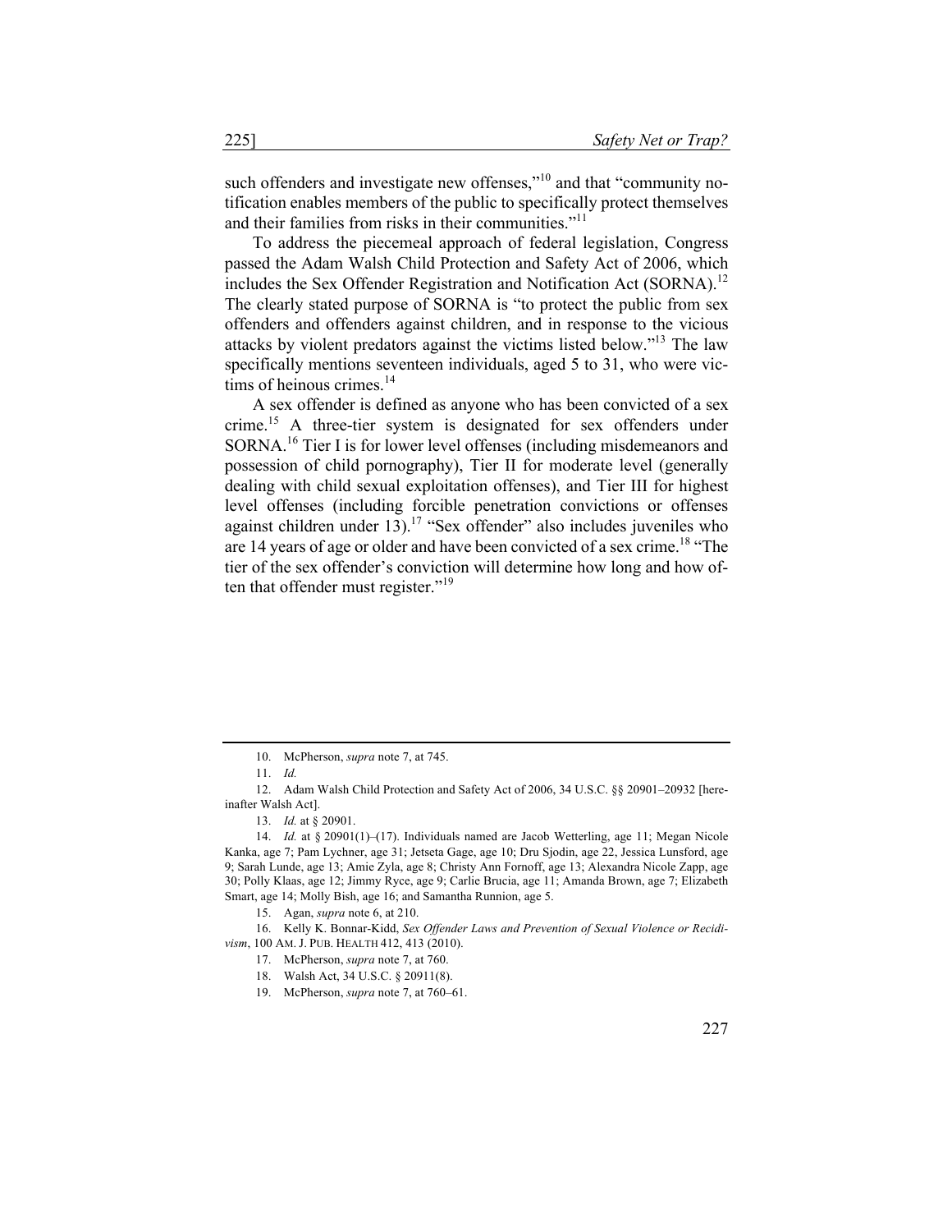such offenders and investigate new offenses,"[10] and that "community notification enables members of the public to specifically protect themselves and their families from risks in their communities."[11]

To address the piecemeal approach of federal legislation, Congress passed the Adam Walsh Child Protection and Safety Act of 2006, which includes the Sex Offender Registration and Notification Act (SORNA).[12] The clearly stated purpose of SORNA is "to protect the public from sex offenders and offenders against children, and in response to the vicious attacks by violent predators against the victims listed below."[13] The law specifically mentions seventeen individuals, aged 5 to 31, who were victims of heinous crimes.[14]

A sex offender is defined as anyone who has been convicted of a sex crime.[15] A three-tier system is designated for sex offenders under SORNA.[16] Tier I is for lower level offenses (including misdemeanors and possession of child pornography), Tier II for moderate level (generally dealing with child sexual exploitation offenses), and Tier III for highest level offenses (including forcible penetration convictions or offenses against children under 13).[17] "Sex offender" also includes juveniles who are 14 years of age or older and have been convicted of a sex crime.[18] "The tier of the sex offender's conviction will determine how long and how often that offender must register."[19]

---

10. McPherson, *supra* note 7, at 745.

11. *Id.*

12. Adam Walsh Child Protection and Safety Act of 2006, 34 U.S.C. §§ 20901–20932 [hereinafter Walsh Act].

13. *Id.* at § 20901.

14. *Id.* at § 20901(1)–(17). Individuals named are Jacob Wetterling, age 11; Megan Nicole Kanka, age 7; Pam Lychner, age 31; Jetseta Gage, age 10; Dru Sjodin, age 22, Jessica Lunsford, age 9; Sarah Lunde, age 13; Amie Zyla, age 8; Christy Ann Fornoff, age 13; Alexandra Nicole Zapp, age 30; Polly Klaas, age 12; Jimmy Ryce, age 9; Carlie Brucia, age 11; Amanda Brown, age 7; Elizabeth Smart, age 14; Molly Bish, age 16; and Samantha Runnion, age 5.

15. Agan, *supra* note 6, at 210.

16. Kelly K. Bonnar-Kidd, *Sex Offender Laws and Prevention of Sexual Violence or Recidivism*, 100 AM. J. PUB. HEALTH 412, 413 (2010).

17. McPherson, *supra* note 7, at 760.

18. Walsh Act, 34 U.S.C. § 20911(8).

19. McPherson, *supra* note 7, at 760–61.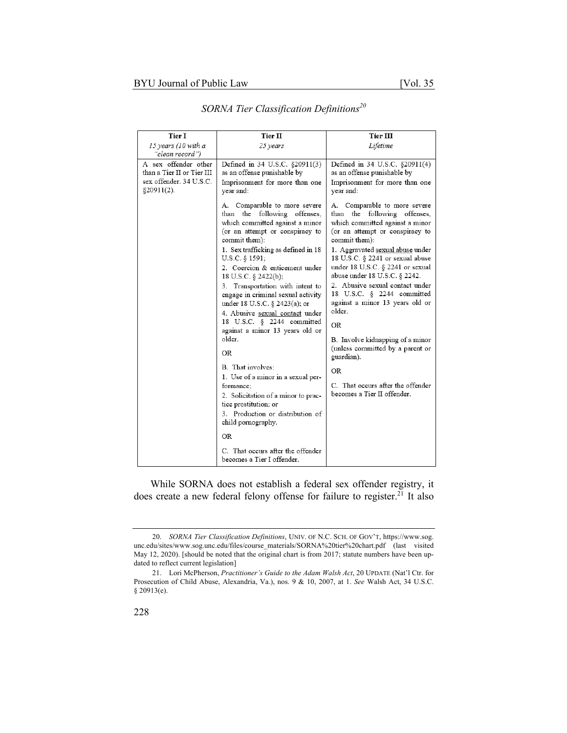*SORNA Tier Classification Definitions*[20]

| Tier I | Tier II | Tier III |
| --- | --- | --- |
| *15 years (10 with a "clean record")* | *25 years* | *Lifetime* |
| A sex offender other than a Tier II or Tier III sex offender. 34 U.S.C. §20911(2). | Defined in 34 U.S.C. §20911(3) as an offense punishable by Imprisonment for more than one year and:<br><br>A. Comparable to more severe than the following offenses, which committed against a minor (or an attempt or conspiracy to commit them):<br>1. Sex trafficking as defined in 18 U.S.C. § 1591;<br>2. Coercion & enticement under 18 U.S.C. § 2422(b);<br>3. Transportation with intent to engage in criminal sexual activity under 18 U.S.C. § 2423(a); or<br>4. Abusive sexual contact under 18 U.S.C. § 2244 committed against a minor 13 years old or older.<br><br>OR<br><br>B. That involves:<br>1. Use of a minor in a sexual performance;<br>2. Solicitation of a minor to practice prostitution; or<br>3. Production or distribution of child pornography.<br><br>OR<br><br>C. That occurs after the offender becomes a Tier I offender. | Defined in 34 U.S.C. §20911(4) as an offense punishable by Imprisonment for more than one year and:<br><br>A. Comparable to more severe than the following offenses, which committed against a minor (or an attempt or conspiracy to commit them):<br>1. Aggravated sexual abuse under 18 U.S.C. § 2241 or sexual abuse under 18 U.S.C. § 2241 or sexual abuse under 18 U.S.C. § 2242.<br>2. Abusive sexual contact under 18 U.S.C. § 2244 committed against a minor 13 years old or older.<br><br>OR<br><br>B. Involve kidnapping of a minor (unless committed by a parent or guardian).<br><br>OR<br><br>C. That occurs after the offender becomes a Tier II offender. |

While SORNA does not establish a federal sex offender registry, it does create a new federal felony offense for failure to register.[21] It also

---

20. *SORNA Tier Classification Definitions*, UNIV. OF N.C. SCH. OF GOV'T, https://www.sog.unc.edu/sites/www.sog.unc.edu/files/course_materials/SORNA%20tier%20chart.pdf (last visited May 12, 2020). [should be noted that the original chart is from 2017; statute numbers have been updated to reflect current legislation]

21. Lori McPherson, *Practitioner's Guide to the Adam Walsh Act*, 20 UPDATE (Nat'l Ctr. for Prosecution of Child Abuse, Alexandria, Va.), nos. 9 & 10, 2007, at 1. *See* Walsh Act, 34 U.S.C. § 20913(e).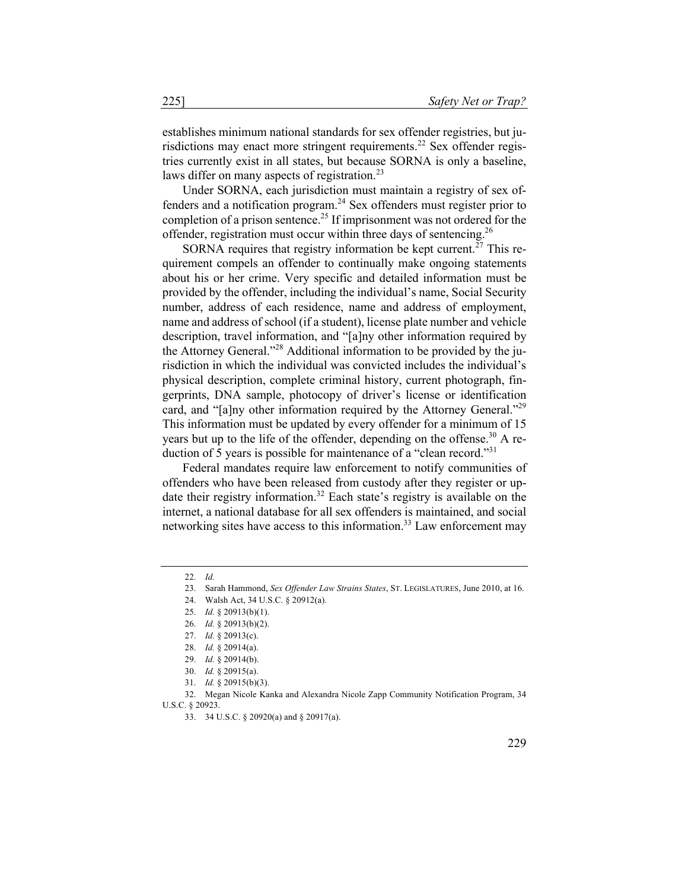establishes minimum national standards for sex offender registries, but jurisdictions may enact more stringent requirements.[22] Sex offender registries currently exist in all states, but because SORNA is only a baseline, laws differ on many aspects of registration.[23]

Under SORNA, each jurisdiction must maintain a registry of sex offenders and a notification program.[24] Sex offenders must register prior to completion of a prison sentence.[25] If imprisonment was not ordered for the offender, registration must occur within three days of sentencing.[26]

SORNA requires that registry information be kept current.[27] This requirement compels an offender to continually make ongoing statements about his or her crime. Very specific and detailed information must be provided by the offender, including the individual's name, Social Security number, address of each residence, name and address of employment, name and address of school (if a student), license plate number and vehicle description, travel information, and "[a]ny other information required by the Attorney General."[28] Additional information to be provided by the jurisdiction in which the individual was convicted includes the individual's physical description, complete criminal history, current photograph, fingerprints, DNA sample, photocopy of driver's license or identification card, and "[a]ny other information required by the Attorney General."[29] This information must be updated by every offender for a minimum of 15 years but up to the life of the offender, depending on the offense.[30] A reduction of 5 years is possible for maintenance of a "clean record."[31]

Federal mandates require law enforcement to notify communities of offenders who have been released from custody after they register or update their registry information.[32] Each state's registry is available on the internet, a national database for all sex offenders is maintained, and social networking sites have access to this information.[33] Law enforcement may

---

22. *Id.*
23. Sarah Hammond, *Sex Offender Law Strains States*, ST. LEGISLATURES, June 2010, at 16.
24. Walsh Act, 34 U.S.C. § 20912(a).
25. *Id.* § 20913(b)(1).
26. *Id.* § 20913(b)(2).
27. *Id.* § 20913(c).
28. *Id.* § 20914(a).
29. *Id.* § 20914(b).
30. *Id.* § 20915(a).
31. *Id.* § 20915(b)(3).
32. Megan Nicole Kanka and Alexandra Nicole Zapp Community Notification Program, 34 U.S.C. § 20923.
33. 34 U.S.C. § 20920(a) and § 20917(a).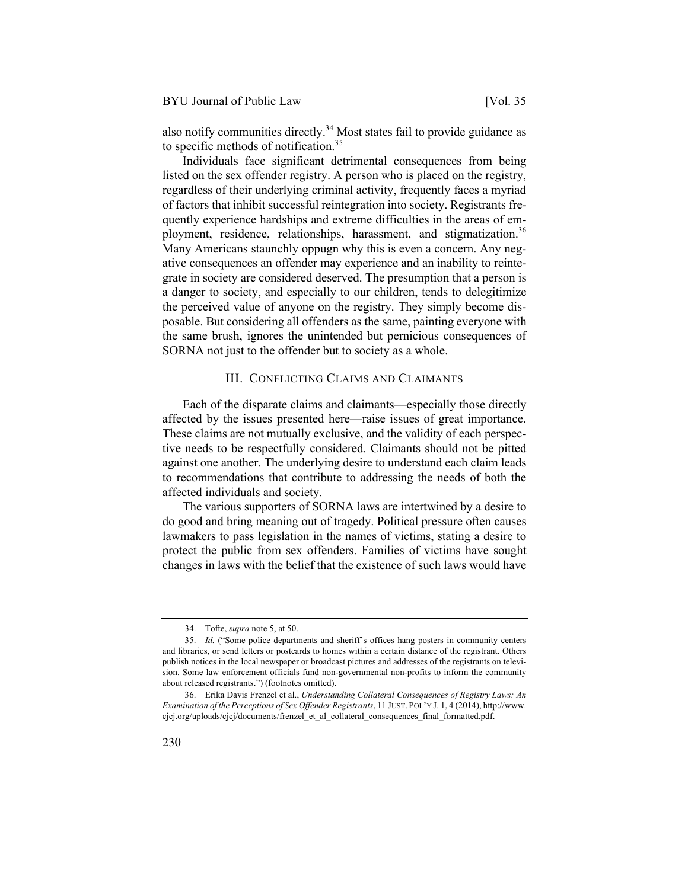also notify communities directly.[34] Most states fail to provide guidance as to specific methods of notification.[35]

Individuals face significant detrimental consequences from being listed on the sex offender registry. A person who is placed on the registry, regardless of their underlying criminal activity, frequently faces a myriad of factors that inhibit successful reintegration into society. Registrants frequently experience hardships and extreme difficulties in the areas of employment, residence, relationships, harassment, and stigmatization.[36] Many Americans staunchly oppugn why this is even a concern. Any negative consequences an offender may experience and an inability to reintegrate in society are considered deserved. The presumption that a person is a danger to society, and especially to our children, tends to delegitimize the perceived value of anyone on the registry. They simply become disposable. But considering all offenders as the same, painting everyone with the same brush, ignores the unintended but pernicious consequences of SORNA not just to the offender but to society as a whole.

## III. CONFLICTING CLAIMS AND CLAIMANTS

Each of the disparate claims and claimants—especially those directly affected by the issues presented here—raise issues of great importance. These claims are not mutually exclusive, and the validity of each perspective needs to be respectfully considered. Claimants should not be pitted against one another. The underlying desire to understand each claim leads to recommendations that contribute to addressing the needs of both the affected individuals and society.

The various supporters of SORNA laws are intertwined by a desire to do good and bring meaning out of tragedy. Political pressure often causes lawmakers to pass legislation in the names of victims, stating a desire to protect the public from sex offenders. Families of victims have sought changes in laws with the belief that the existence of such laws would have

---

34. Tofte, *supra* note 5, at 50.

35. *Id.* ("Some police departments and sheriff's offices hang posters in community centers and libraries, or send letters or postcards to homes within a certain distance of the registrant. Others publish notices in the local newspaper or broadcast pictures and addresses of the registrants on television. Some law enforcement officials fund non-governmental non-profits to inform the community about released registrants.") (footnotes omitted).

36. Erika Davis Frenzel et al., *Understanding Collateral Consequences of Registry Laws: An Examination of the Perceptions of Sex Offender Registrants*, 11 JUST. POL'Y J. 1, 4 (2014), http://www.cjcj.org/uploads/cjcj/documents/frenzel_et_al_collateral_consequences_final_formatted.pdf.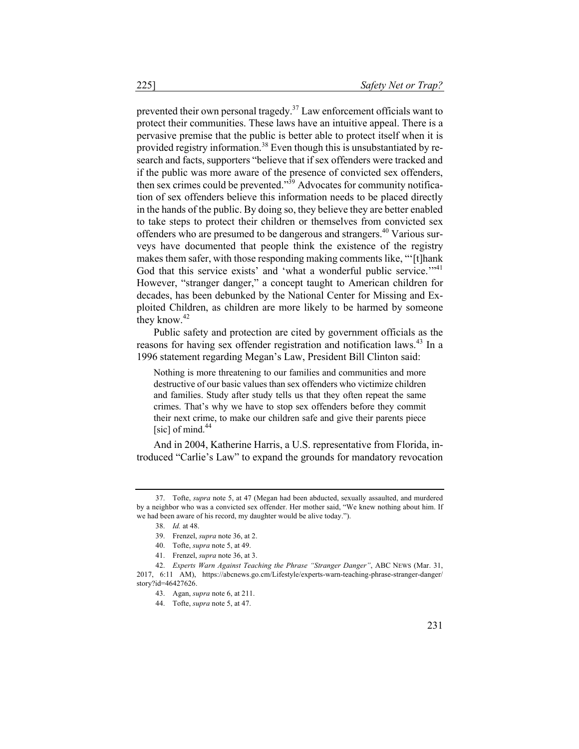prevented their own personal tragedy.[37] Law enforcement officials want to protect their communities. These laws have an intuitive appeal. There is a pervasive premise that the public is better able to protect itself when it is provided registry information.[38] Even though this is unsubstantiated by research and facts, supporters "believe that if sex offenders were tracked and if the public was more aware of the presence of convicted sex offenders, then sex crimes could be prevented."[39] Advocates for community notification of sex offenders believe this information needs to be placed directly in the hands of the public. By doing so, they believe they are better enabled to take steps to protect their children or themselves from convicted sex offenders who are presumed to be dangerous and strangers.[40] Various surveys have documented that people think the existence of the registry makes them safer, with those responding making comments like, "'[t]hank God that this service exists' and 'what a wonderful public service.'"[41] However, "stranger danger," a concept taught to American children for decades, has been debunked by the National Center for Missing and Exploited Children, as children are more likely to be harmed by someone they know.[42]

Public safety and protection are cited by government officials as the reasons for having sex offender registration and notification laws.[43] In a 1996 statement regarding Megan's Law, President Bill Clinton said:

> Nothing is more threatening to our families and communities and more destructive of our basic values than sex offenders who victimize children and families. Study after study tells us that they often repeat the same crimes. That's why we have to stop sex offenders before they commit their next crime, to make our children safe and give their parents piece [sic] of mind.[44]

And in 2004, Katherine Harris, a U.S. representative from Florida, introduced "Carlie's Law" to expand the grounds for mandatory revocation

---

37. Tofte, *supra* note 5, at 47 (Megan had been abducted, sexually assaulted, and murdered by a neighbor who was a convicted sex offender. Her mother said, "We knew nothing about him. If we had been aware of his record, my daughter would be alive today.").

38. *Id.* at 48.

39. Frenzel, *supra* note 36, at 2.

40. Tofte, *supra* note 5, at 49.

41. Frenzel, *supra* note 36, at 3.

42. *Experts Warn Against Teaching the Phrase "Stranger Danger"*, ABC NEWS (Mar. 31, 2017, 6:11 AM), https://abcnews.go.cm/Lifestyle/experts-warn-teaching-phrase-stranger-danger/story?id=46427626.

43. Agan, *supra* note 6, at 211.

44. Tofte, *supra* note 5, at 47.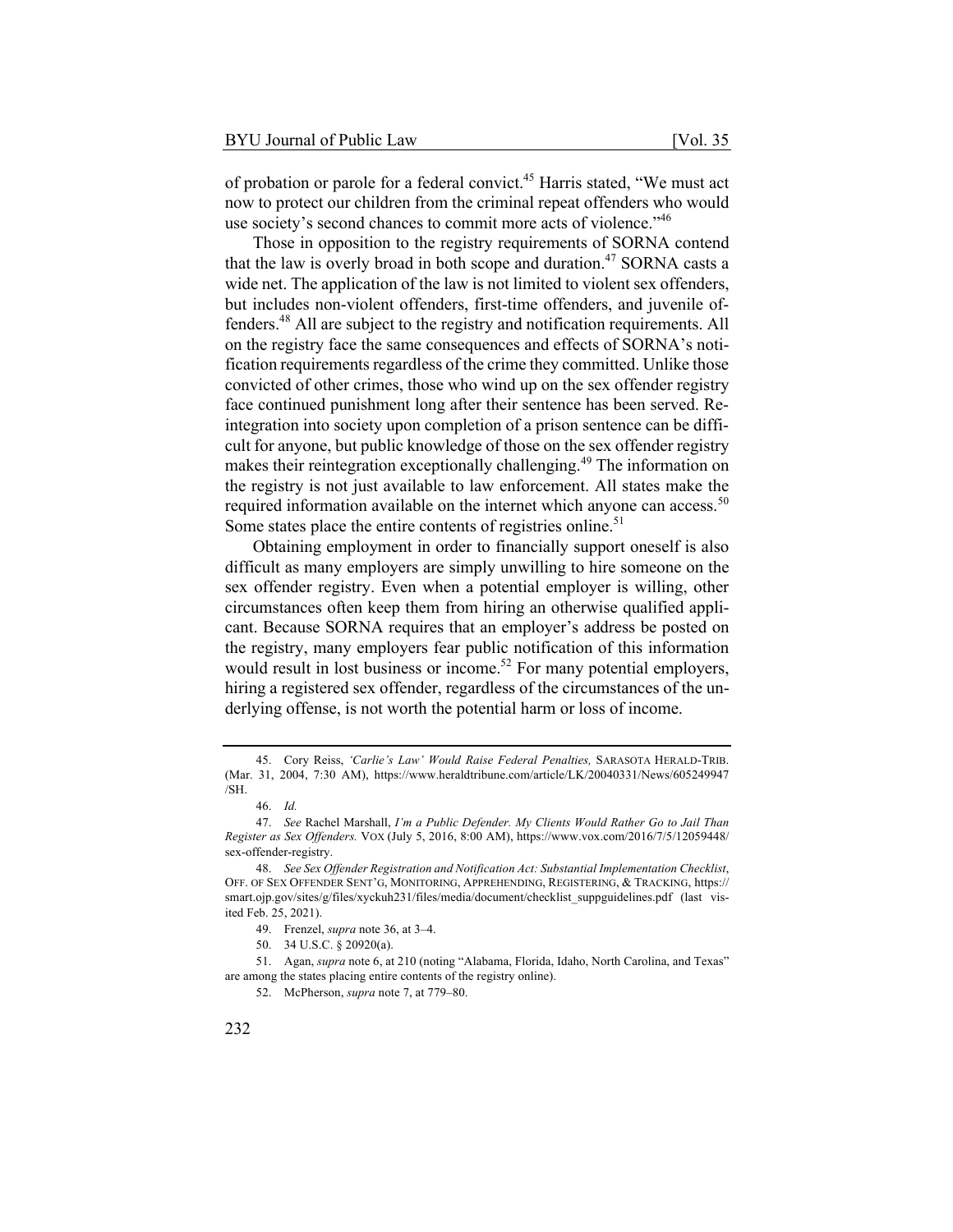of probation or parole for a federal convict.[45] Harris stated, "We must act now to protect our children from the criminal repeat offenders who would use society's second chances to commit more acts of violence."[46]

Those in opposition to the registry requirements of SORNA contend that the law is overly broad in both scope and duration.[47] SORNA casts a wide net. The application of the law is not limited to violent sex offenders, but includes non-violent offenders, first-time offenders, and juvenile offenders.[48] All are subject to the registry and notification requirements. All on the registry face the same consequences and effects of SORNA's notification requirements regardless of the crime they committed. Unlike those convicted of other crimes, those who wind up on the sex offender registry face continued punishment long after their sentence has been served. Reintegration into society upon completion of a prison sentence can be difficult for anyone, but public knowledge of those on the sex offender registry makes their reintegration exceptionally challenging.[49] The information on the registry is not just available to law enforcement. All states make the required information available on the internet which anyone can access.[50] Some states place the entire contents of registries online.[51]

Obtaining employment in order to financially support oneself is also difficult as many employers are simply unwilling to hire someone on the sex offender registry. Even when a potential employer is willing, other circumstances often keep them from hiring an otherwise qualified applicant. Because SORNA requires that an employer's address be posted on the registry, many employers fear public notification of this information would result in lost business or income.[52] For many potential employers, hiring a registered sex offender, regardless of the circumstances of the underlying offense, is not worth the potential harm or loss of income.

---

45. Cory Reiss, *'Carlie's Law' Would Raise Federal Penalties,* SARASOTA HERALD-TRIB. (Mar. 31, 2004, 7:30 AM), https://www.heraldtribune.com/article/LK/20040331/News/605249947/SH.

46. *Id.*

47. *See* Rachel Marshall, *I'm a Public Defender. My Clients Would Rather Go to Jail Than Register as Sex Offenders.* VOX (July 5, 2016, 8:00 AM), https://www.vox.com/2016/7/5/12059448/sex-offender-registry.

48. *See Sex Offender Registration and Notification Act: Substantial Implementation Checklist*, OFF. OF SEX OFFENDER SENT'G, MONITORING, APPREHENDING, REGISTERING, & TRACKING, https://smart.ojp.gov/sites/g/files/xyckuh231/files/media/document/checklist_suppguidelines.pdf (last visited Feb. 25, 2021).

49. Frenzel, *supra* note 36, at 3–4.

50. 34 U.S.C. § 20920(a).

51. Agan, *supra* note 6, at 210 (noting "Alabama, Florida, Idaho, North Carolina, and Texas" are among the states placing entire contents of the registry online).

52. McPherson, *supra* note 7, at 779–80.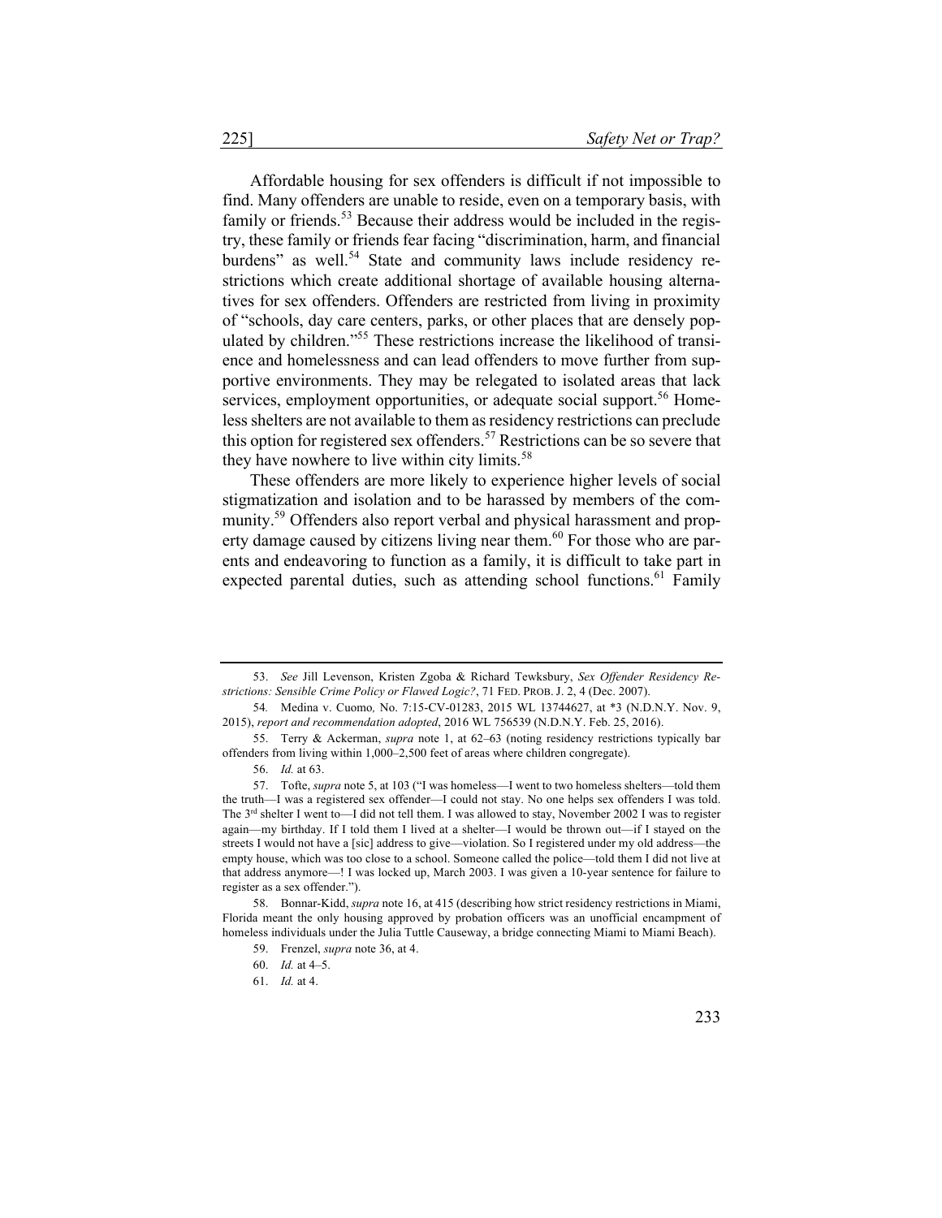Affordable housing for sex offenders is difficult if not impossible to find. Many offenders are unable to reside, even on a temporary basis, with family or friends.[53] Because their address would be included in the registry, these family or friends fear facing "discrimination, harm, and financial burdens" as well.[54] State and community laws include residency restrictions which create additional shortage of available housing alternatives for sex offenders. Offenders are restricted from living in proximity of "schools, day care centers, parks, or other places that are densely populated by children."[55] These restrictions increase the likelihood of transience and homelessness and can lead offenders to move further from supportive environments. They may be relegated to isolated areas that lack services, employment opportunities, or adequate social support.[56] Homeless shelters are not available to them as residency restrictions can preclude this option for registered sex offenders.[57] Restrictions can be so severe that they have nowhere to live within city limits.[58]

These offenders are more likely to experience higher levels of social stigmatization and isolation and to be harassed by members of the community.[59] Offenders also report verbal and physical harassment and property damage caused by citizens living near them.[60] For those who are parents and endeavoring to function as a family, it is difficult to take part in expected parental duties, such as attending school functions.[61] Family

---

53. *See* Jill Levenson, Kristen Zgoba & Richard Tewksbury, *Sex Offender Residency Restrictions: Sensible Crime Policy or Flawed Logic?*, 71 FED. PROB. J. 2, 4 (Dec. 2007).

54. Medina v. Cuomo, No. 7:15-CV-01283, 2015 WL 13744627, at *3 (N.D.N.Y. Nov. 9, 2015), *report and recommendation adopted*, 2016 WL 756539 (N.D.N.Y. Feb. 25, 2016).

55. Terry & Ackerman, *supra* note 1, at 62–63 (noting residency restrictions typically bar offenders from living within 1,000–2,500 feet of areas where children congregate).

56. *Id.* at 63.

57. Tofte, *supra* note 5, at 103 ("I was homeless—I went to two homeless shelters—told them the truth—I was a registered sex offender—I could not stay. No one helps sex offenders I was told. The 3rd shelter I went to—I did not tell them. I was allowed to stay, November 2002 I was to register again—my birthday. If I told them I lived at a shelter—I would be thrown out—if I stayed on the streets I would not have a [sic] address to give—violation. So I registered under my old address—the empty house, which was too close to a school. Someone called the police—told them I did not live at that address anymore—! I was locked up, March 2003. I was given a 10-year sentence for failure to register as a sex offender.").

58. Bonnar-Kidd, *supra* note 16, at 415 (describing how strict residency restrictions in Miami, Florida meant the only housing approved by probation officers was an unofficial encampment of homeless individuals under the Julia Tuttle Causeway, a bridge connecting Miami to Miami Beach).

59. Frenzel, *supra* note 36, at 4.

60. *Id.* at 4–5.

61. *Id.* at 4.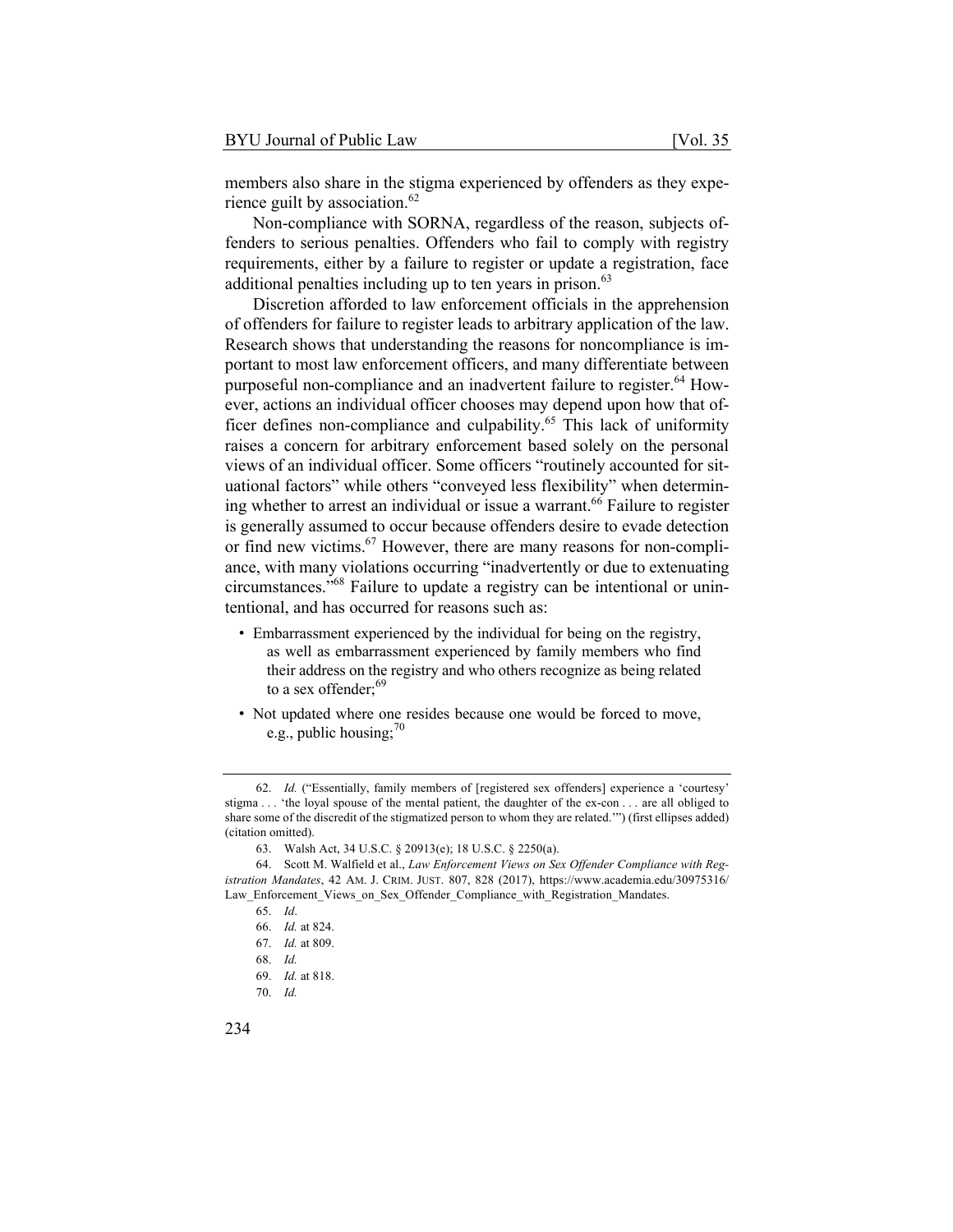members also share in the stigma experienced by offenders as they experience guilt by association.[62]

Non-compliance with SORNA, regardless of the reason, subjects offenders to serious penalties. Offenders who fail to comply with registry requirements, either by a failure to register or update a registration, face additional penalties including up to ten years in prison.[63]

Discretion afforded to law enforcement officials in the apprehension of offenders for failure to register leads to arbitrary application of the law. Research shows that understanding the reasons for noncompliance is important to most law enforcement officers, and many differentiate between purposeful non-compliance and an inadvertent failure to register.[64] However, actions an individual officer chooses may depend upon how that officer defines non-compliance and culpability.[65] This lack of uniformity raises a concern for arbitrary enforcement based solely on the personal views of an individual officer. Some officers "routinely accounted for situational factors" while others "conveyed less flexibility" when determining whether to arrest an individual or issue a warrant.[66] Failure to register is generally assumed to occur because offenders desire to evade detection or find new victims.[67] However, there are many reasons for non-compliance, with many violations occurring "inadvertently or due to extenuating circumstances."[68] Failure to update a registry can be intentional or unintentional, and has occurred for reasons such as:

- Embarrassment experienced by the individual for being on the registry, as well as embarrassment experienced by family members who find their address on the registry and who others recognize as being related to a sex offender;[69]
- Not updated where one resides because one would be forced to move, e.g., public housing;[70]

---

62. *Id.* ("Essentially, family members of [registered sex offenders] experience a 'courtesy' stigma . . . 'the loyal spouse of the mental patient, the daughter of the ex-con . . . are all obliged to share some of the discredit of the stigmatized person to whom they are related.'") (first ellipses added) (citation omitted).

63. Walsh Act, 34 U.S.C. § 20913(e); 18 U.S.C. § 2250(a).

64. Scott M. Walfield et al., *Law Enforcement Views on Sex Offender Compliance with Registration Mandates*, 42 AM. J. CRIM. JUST. 807, 828 (2017), https://www.academia.edu/30975316/Law_Enforcement_Views_on_Sex_Offender_Compliance_with_Registration_Mandates.

65. *Id*.

66. *Id.* at 824.

67. *Id.* at 809.

68. *Id.*

69. *Id.* at 818.

70. *Id.*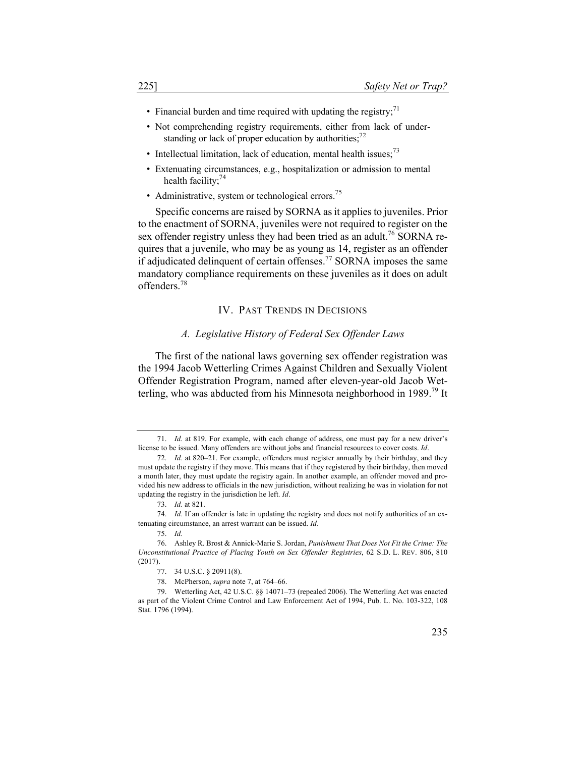- Financial burden and time required with updating the registry;[71]
- Not comprehending registry requirements, either from lack of understanding or lack of proper education by authorities;[72]
- Intellectual limitation, lack of education, mental health issues;[73]
- Extenuating circumstances, e.g., hospitalization or admission to mental health facility;[74]
- Administrative, system or technological errors.[75]

Specific concerns are raised by SORNA as it applies to juveniles. Prior to the enactment of SORNA, juveniles were not required to register on the sex offender registry unless they had been tried as an adult.[76] SORNA requires that a juvenile, who may be as young as 14, register as an offender if adjudicated delinquent of certain offenses.[77] SORNA imposes the same mandatory compliance requirements on these juveniles as it does on adult offenders.[78]

## IV. Past Trends in Decisions

### *A. Legislative History of Federal Sex Offender Laws*

The first of the national laws governing sex offender registration was the 1994 Jacob Wetterling Crimes Against Children and Sexually Violent Offender Registration Program, named after eleven-year-old Jacob Wetterling, who was abducted from his Minnesota neighborhood in 1989.[79] It

---

71. *Id.* at 819. For example, with each change of address, one must pay for a new driver's license to be issued. Many offenders are without jobs and financial resources to cover costs. *Id*.

72. *Id.* at 820–21. For example, offenders must register annually by their birthday, and they must update the registry if they move. This means that if they registered by their birthday, then moved a month later, they must update the registry again. In another example, an offender moved and provided his new address to officials in the new jurisdiction, without realizing he was in violation for not updating the registry in the jurisdiction he left. *Id*.

73. *Id.* at 821.

74. *Id.* If an offender is late in updating the registry and does not notify authorities of an extenuating circumstance, an arrest warrant can be issued. *Id*.

75. *Id.*

76. Ashley R. Brost & Annick-Marie S. Jordan, *Punishment That Does Not Fit the Crime: The Unconstitutional Practice of Placing Youth on Sex Offender Registries*, 62 S.D. L. REV. 806, 810 (2017).

77. 34 U.S.C. § 20911(8).

78. McPherson, *supra* note 7, at 764–66.

79. Wetterling Act, 42 U.S.C. §§ 14071–73 (repealed 2006). The Wetterling Act was enacted as part of the Violent Crime Control and Law Enforcement Act of 1994, Pub. L. No. 103-322, 108 Stat. 1796 (1994).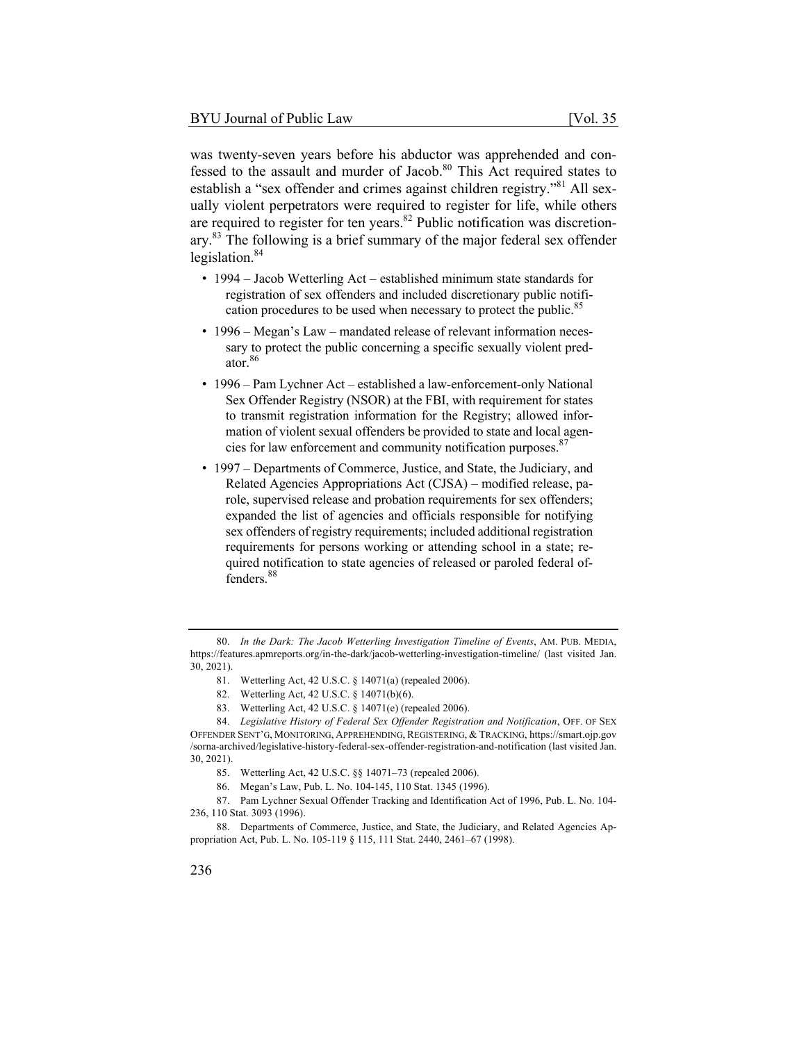was twenty-seven years before his abductor was apprehended and confessed to the assault and murder of Jacob.[80] This Act required states to establish a "sex offender and crimes against children registry."[81] All sexually violent perpetrators were required to register for life, while others are required to register for ten years.[82] Public notification was discretionary.[83] The following is a brief summary of the major federal sex offender legislation.[84]

- 1994 – Jacob Wetterling Act – established minimum state standards for registration of sex offenders and included discretionary public notification procedures to be used when necessary to protect the public.[85]
- 1996 – Megan's Law – mandated release of relevant information necessary to protect the public concerning a specific sexually violent predator.[86]
- 1996 – Pam Lychner Act – established a law-enforcement-only National Sex Offender Registry (NSOR) at the FBI, with requirement for states to transmit registration information for the Registry; allowed information of violent sexual offenders be provided to state and local agencies for law enforcement and community notification purposes.[87]
- 1997 – Departments of Commerce, Justice, and State, the Judiciary, and Related Agencies Appropriations Act (CJSA) – modified release, parole, supervised release and probation requirements for sex offenders; expanded the list of agencies and officials responsible for notifying sex offenders of registry requirements; included additional registration requirements for persons working or attending school in a state; required notification to state agencies of released or paroled federal offenders.[88]

---

80. *In the Dark: The Jacob Wetterling Investigation Timeline of Events*, AM. PUB. MEDIA, https://features.apmreports.org/in-the-dark/jacob-wetterling-investigation-timeline/ (last visited Jan. 30, 2021).

81. Wetterling Act, 42 U.S.C. § 14071(a) (repealed 2006).

82. Wetterling Act, 42 U.S.C. § 14071(b)(6).

83. Wetterling Act, 42 U.S.C. § 14071(e) (repealed 2006).

84. *Legislative History of Federal Sex Offender Registration and Notification*, OFF. OF SEX OFFENDER SENT'G, MONITORING, APPREHENDING, REGISTERING, & TRACKING, https://smart.ojp.gov/sorna-archived/legislative-history-federal-sex-offender-registration-and-notification (last visited Jan. 30, 2021).

85. Wetterling Act, 42 U.S.C. §§ 14071–73 (repealed 2006).

86. Megan's Law, Pub. L. No. 104-145, 110 Stat. 1345 (1996).

87. Pam Lychner Sexual Offender Tracking and Identification Act of 1996, Pub. L. No. 104-236, 110 Stat. 3093 (1996).

88. Departments of Commerce, Justice, and State, the Judiciary, and Related Agencies Appropriation Act, Pub. L. No. 105-119 § 115, 111 Stat. 2440, 2461–67 (1998).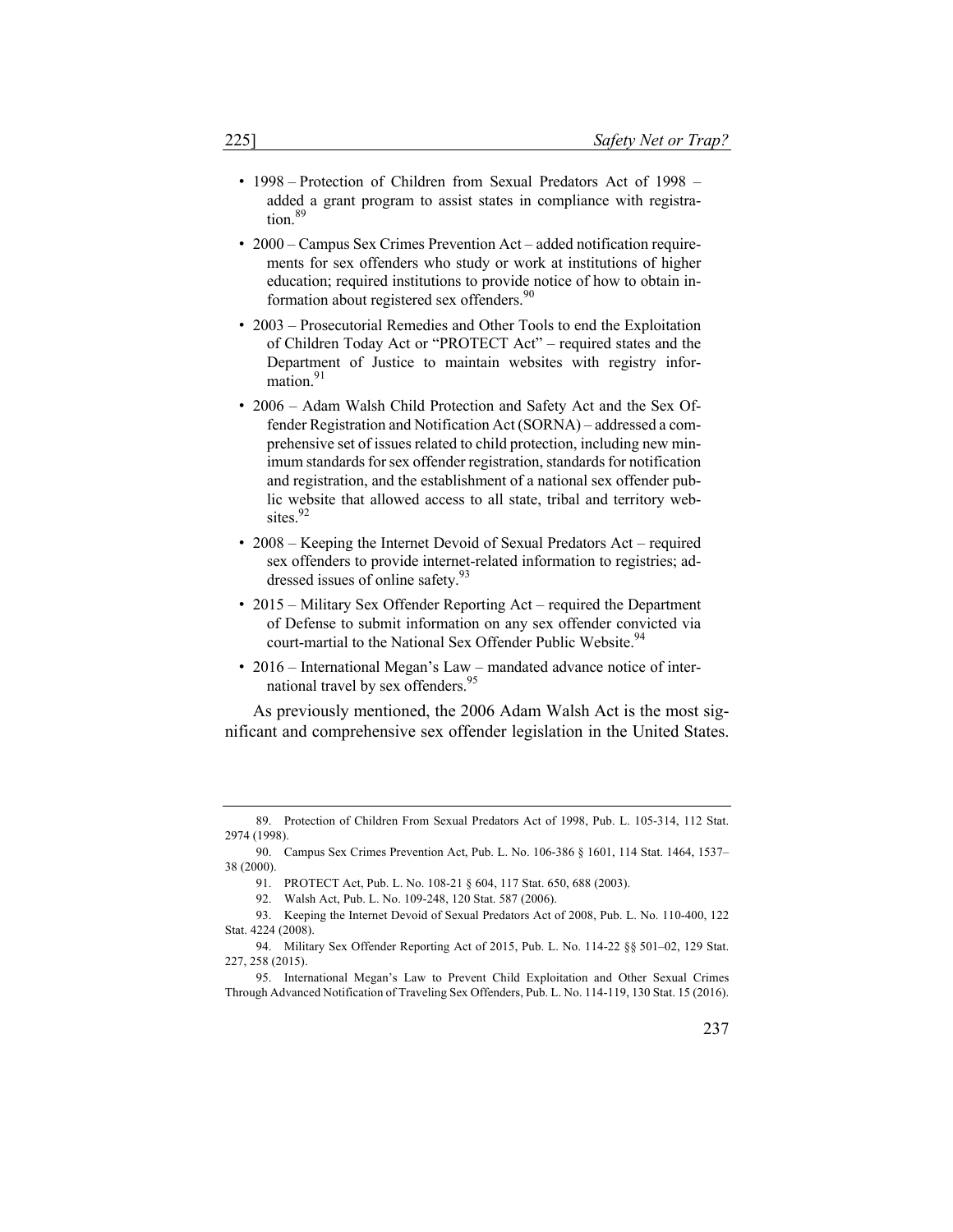- 1998 – Protection of Children from Sexual Predators Act of 1998 – added a grant program to assist states in compliance with registration.[89]
- 2000 – Campus Sex Crimes Prevention Act – added notification requirements for sex offenders who study or work at institutions of higher education; required institutions to provide notice of how to obtain information about registered sex offenders.[90]
- 2003 – Prosecutorial Remedies and Other Tools to end the Exploitation of Children Today Act or "PROTECT Act" – required states and the Department of Justice to maintain websites with registry information.[91]
- 2006 – Adam Walsh Child Protection and Safety Act and the Sex Offender Registration and Notification Act (SORNA) – addressed a comprehensive set of issues related to child protection, including new minimum standards for sex offender registration, standards for notification and registration, and the establishment of a national sex offender public website that allowed access to all state, tribal and territory websites.[92]
- 2008 – Keeping the Internet Devoid of Sexual Predators Act – required sex offenders to provide internet-related information to registries; addressed issues of online safety.[93]
- 2015 – Military Sex Offender Reporting Act – required the Department of Defense to submit information on any sex offender convicted via court-martial to the National Sex Offender Public Website.[94]
- 2016 – International Megan's Law – mandated advance notice of international travel by sex offenders.[95]

As previously mentioned, the 2006 Adam Walsh Act is the most significant and comprehensive sex offender legislation in the United States.

---

89. Protection of Children From Sexual Predators Act of 1998, Pub. L. 105-314, 112 Stat. 2974 (1998).

90. Campus Sex Crimes Prevention Act, Pub. L. No. 106-386 § 1601, 114 Stat. 1464, 1537–38 (2000).

91. PROTECT Act, Pub. L. No. 108-21 § 604, 117 Stat. 650, 688 (2003).

92. Walsh Act, Pub. L. No. 109-248, 120 Stat. 587 (2006).

93. Keeping the Internet Devoid of Sexual Predators Act of 2008, Pub. L. No. 110-400, 122 Stat. 4224 (2008).

94. Military Sex Offender Reporting Act of 2015, Pub. L. No. 114-22 §§ 501–02, 129 Stat. 227, 258 (2015).

95. International Megan's Law to Prevent Child Exploitation and Other Sexual Crimes Through Advanced Notification of Traveling Sex Offenders, Pub. L. No. 114-119, 130 Stat. 15 (2016).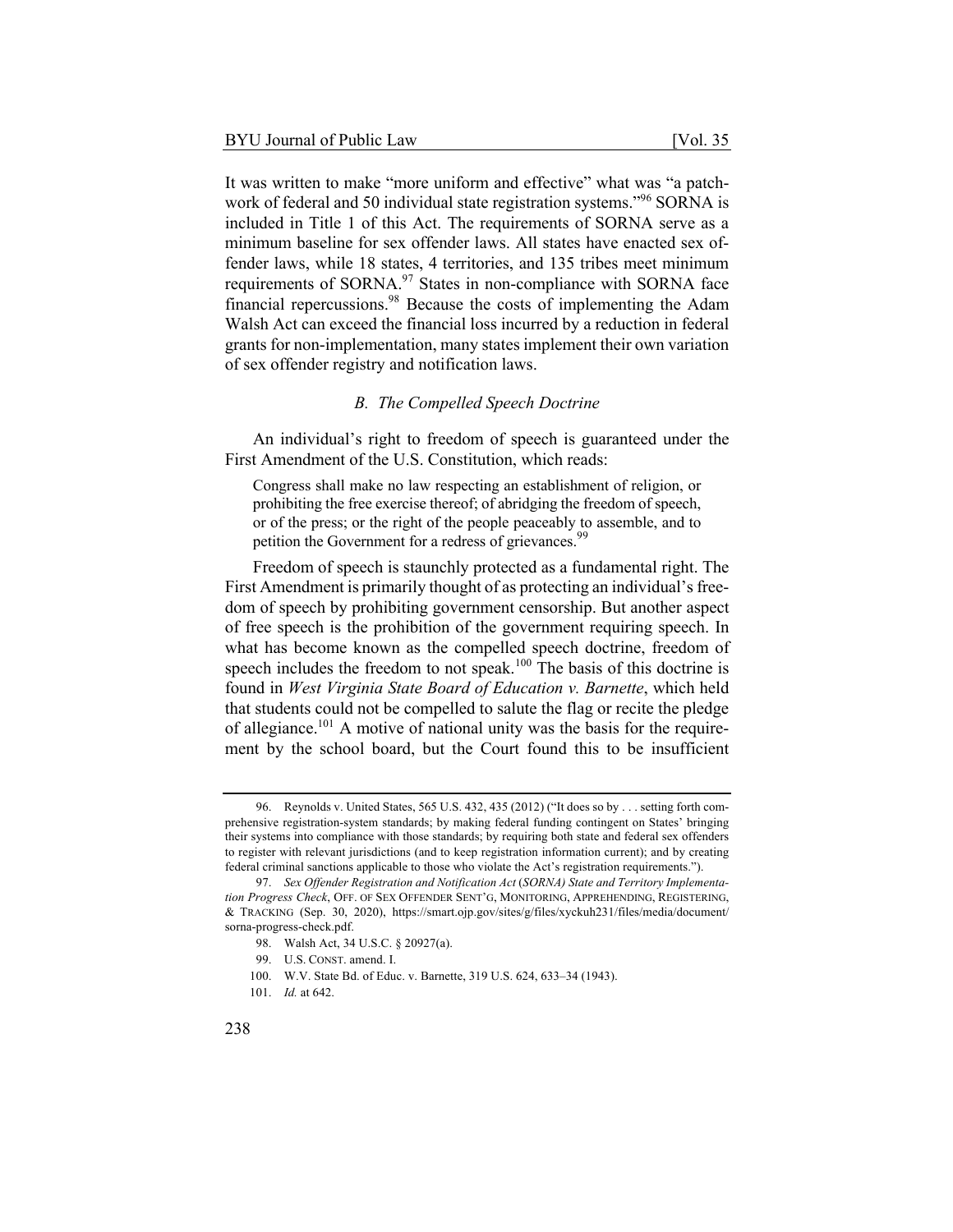It was written to make "more uniform and effective" what was "a patchwork of federal and 50 individual state registration systems."[96] SORNA is included in Title 1 of this Act. The requirements of SORNA serve as a minimum baseline for sex offender laws. All states have enacted sex offender laws, while 18 states, 4 territories, and 135 tribes meet minimum requirements of SORNA.[97] States in non-compliance with SORNA face financial repercussions.[98] Because the costs of implementing the Adam Walsh Act can exceed the financial loss incurred by a reduction in federal grants for non-implementation, many states implement their own variation of sex offender registry and notification laws.

### *B. The Compelled Speech Doctrine*

An individual's right to freedom of speech is guaranteed under the First Amendment of the U.S. Constitution, which reads:

> Congress shall make no law respecting an establishment of religion, or prohibiting the free exercise thereof; of abridging the freedom of speech, or of the press; or the right of the people peaceably to assemble, and to petition the Government for a redress of grievances.[99]

Freedom of speech is staunchly protected as a fundamental right. The First Amendment is primarily thought of as protecting an individual's freedom of speech by prohibiting government censorship. But another aspect of free speech is the prohibition of the government requiring speech. In what has become known as the compelled speech doctrine, freedom of speech includes the freedom to not speak.[100] The basis of this doctrine is found in *West Virginia State Board of Education v. Barnette*, which held that students could not be compelled to salute the flag or recite the pledge of allegiance.[101] A motive of national unity was the basis for the requirement by the school board, but the Court found this to be insufficient

---

96. Reynolds v. United States, 565 U.S. 432, 435 (2012) ("It does so by . . . setting forth comprehensive registration-system standards; by making federal funding contingent on States' bringing their systems into compliance with those standards; by requiring both state and federal sex offenders to register with relevant jurisdictions (and to keep registration information current); and by creating federal criminal sanctions applicable to those who violate the Act's registration requirements.").

97. *Sex Offender Registration and Notification Act* (*SORNA) State and Territory Implementation Progress Check*, OFF. OF SEX OFFENDER SENT'G, MONITORING, APPREHENDING, REGISTERING, & TRACKING (Sep. 30, 2020), https://smart.ojp.gov/sites/g/files/xyckuh231/files/media/document/sorna-progress-check.pdf.

98. Walsh Act, 34 U.S.C. § 20927(a).

99. U.S. CONST. amend. I.

100. W.V. State Bd. of Educ. v. Barnette, 319 U.S. 624, 633–34 (1943).

101. *Id.* at 642.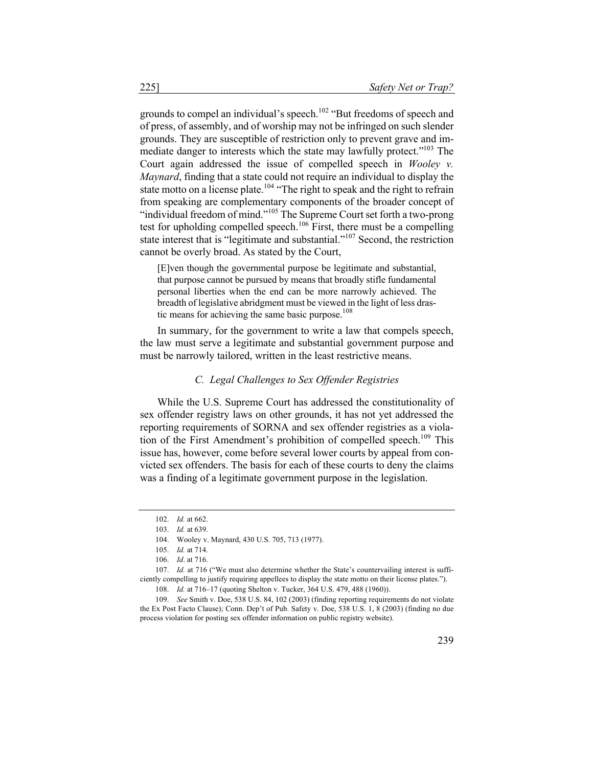grounds to compel an individual's speech.[102] "But freedoms of speech and of press, of assembly, and of worship may not be infringed on such slender grounds. They are susceptible of restriction only to prevent grave and immediate danger to interests which the state may lawfully protect."[103] The Court again addressed the issue of compelled speech in *Wooley v. Maynard*, finding that a state could not require an individual to display the state motto on a license plate.[104] "The right to speak and the right to refrain from speaking are complementary components of the broader concept of "individual freedom of mind."[105] The Supreme Court set forth a two-prong test for upholding compelled speech.[106] First, there must be a compelling state interest that is "legitimate and substantial."[107] Second, the restriction cannot be overly broad. As stated by the Court,

> [E]ven though the governmental purpose be legitimate and substantial, that purpose cannot be pursued by means that broadly stifle fundamental personal liberties when the end can be more narrowly achieved. The breadth of legislative abridgment must be viewed in the light of less drastic means for achieving the same basic purpose.[108]

In summary, for the government to write a law that compels speech, the law must serve a legitimate and substantial government purpose and must be narrowly tailored, written in the least restrictive means.

### *C. Legal Challenges to Sex Offender Registries*

While the U.S. Supreme Court has addressed the constitutionality of sex offender registry laws on other grounds, it has not yet addressed the reporting requirements of SORNA and sex offender registries as a violation of the First Amendment's prohibition of compelled speech.[109] This issue has, however, come before several lower courts by appeal from convicted sex offenders. The basis for each of these courts to deny the claims was a finding of a legitimate government purpose in the legislation.

---

102. *Id.* at 662.

103. *Id.* at 639.

104. Wooley v. Maynard, 430 U.S. 705, 713 (1977).

105. *Id.* at 714.

106. *Id*. at 716.

107. *Id.* at 716 ("We must also determine whether the State's countervailing interest is sufficiently compelling to justify requiring appellees to display the state motto on their license plates.").

108. *Id.* at 716–17 (quoting Shelton v. Tucker, 364 U.S. 479, 488 (1960)).

109. *See* Smith v. Doe, 538 U.S. 84, 102 (2003) (finding reporting requirements do not violate the Ex Post Facto Clause); Conn. Dep't of Pub. Safety v. Doe, 538 U.S. 1, 8 (2003) (finding no due process violation for posting sex offender information on public registry website).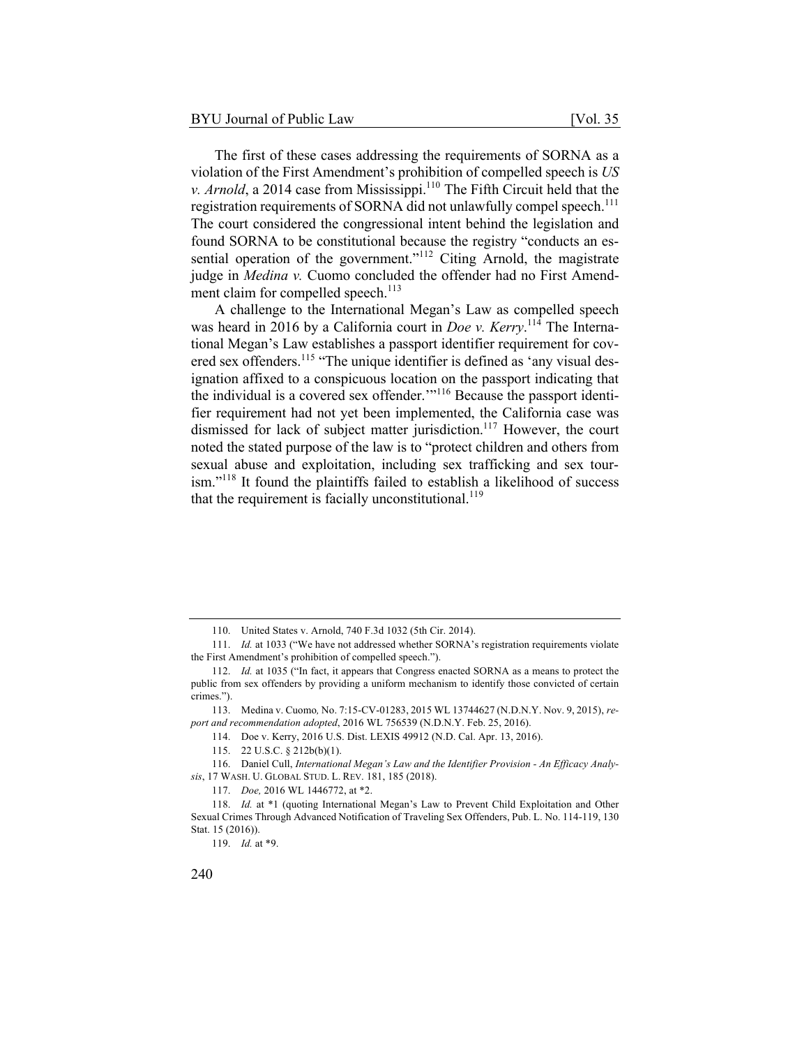The first of these cases addressing the requirements of SORNA as a violation of the First Amendment's prohibition of compelled speech is *US v. Arnold*, a 2014 case from Mississippi.[110] The Fifth Circuit held that the registration requirements of SORNA did not unlawfully compel speech.[111] The court considered the congressional intent behind the legislation and found SORNA to be constitutional because the registry "conducts an essential operation of the government."[112] Citing Arnold, the magistrate judge in *Medina v.* Cuomo concluded the offender had no First Amendment claim for compelled speech.[113]

A challenge to the International Megan's Law as compelled speech was heard in 2016 by a California court in *Doe v. Kerry*.[114] The International Megan's Law establishes a passport identifier requirement for covered sex offenders.[115] "The unique identifier is defined as 'any visual designation affixed to a conspicuous location on the passport indicating that the individual is a covered sex offender.'"[116] Because the passport identifier requirement had not yet been implemented, the California case was dismissed for lack of subject matter jurisdiction.[117] However, the court noted the stated purpose of the law is to "protect children and others from sexual abuse and exploitation, including sex trafficking and sex tourism."[118] It found the plaintiffs failed to establish a likelihood of success that the requirement is facially unconstitutional.[119]

---

110. United States v. Arnold, 740 F.3d 1032 (5th Cir. 2014).

111. *Id.* at 1033 ("We have not addressed whether SORNA's registration requirements violate the First Amendment's prohibition of compelled speech.").

112. *Id.* at 1035 ("In fact, it appears that Congress enacted SORNA as a means to protect the public from sex offenders by providing a uniform mechanism to identify those convicted of certain crimes.").

113. Medina v. Cuomo, No. 7:15-CV-01283, 2015 WL 13744627 (N.D.N.Y. Nov. 9, 2015), *report and recommendation adopted*, 2016 WL 756539 (N.D.N.Y. Feb. 25, 2016).

114. Doe v. Kerry, 2016 U.S. Dist. LEXIS 49912 (N.D. Cal. Apr. 13, 2016).

115. 22 U.S.C. § 212b(b)(1).

116. Daniel Cull, *International Megan's Law and the Identifier Provision - An Efficacy Analysis*, 17 WASH. U. GLOBAL STUD. L. REV. 181, 185 (2018).

117. *Doe,* 2016 WL 1446772, at *2.

118. *Id.* at *1 (quoting International Megan's Law to Prevent Child Exploitation and Other Sexual Crimes Through Advanced Notification of Traveling Sex Offenders, Pub. L. No. 114-119, 130 Stat. 15 (2016)).

119. *Id.* at *9.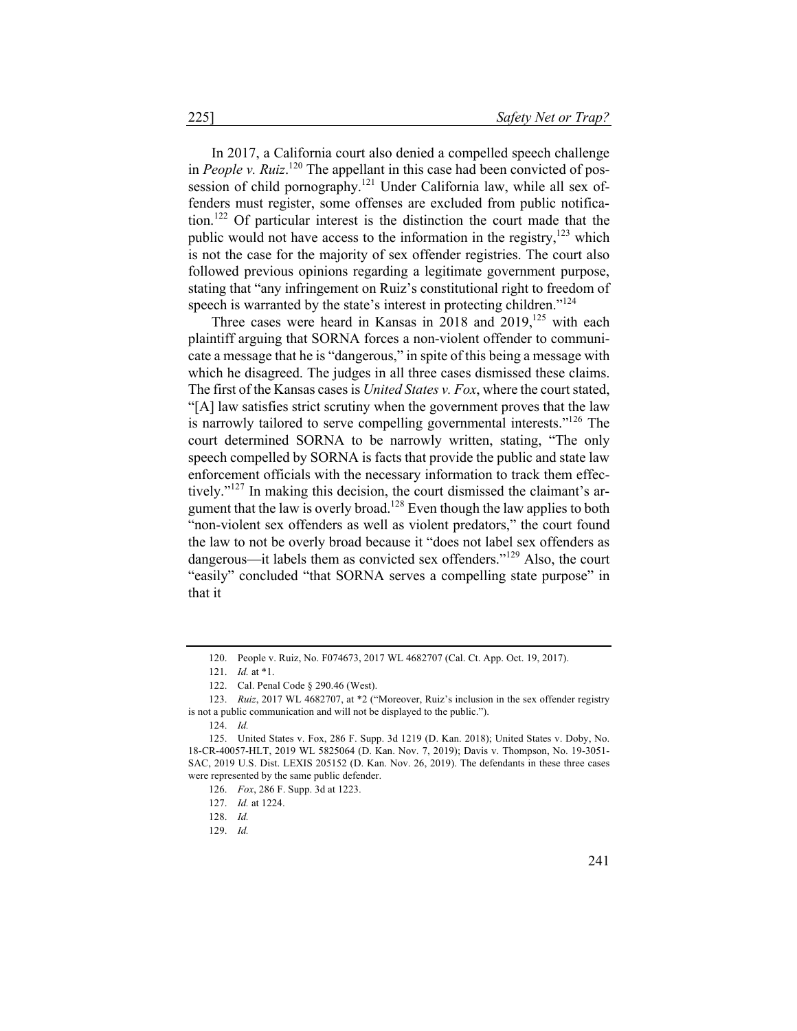In 2017, a California court also denied a compelled speech challenge in *People v. Ruiz*.[120] The appellant in this case had been convicted of possession of child pornography.[121] Under California law, while all sex offenders must register, some offenses are excluded from public notification.[122] Of particular interest is the distinction the court made that the public would not have access to the information in the registry,[123] which is not the case for the majority of sex offender registries. The court also followed previous opinions regarding a legitimate government purpose, stating that "any infringement on Ruiz's constitutional right to freedom of speech is warranted by the state's interest in protecting children."[124]

Three cases were heard in Kansas in 2018 and 2019,[125] with each plaintiff arguing that SORNA forces a non-violent offender to communicate a message that he is "dangerous," in spite of this being a message with which he disagreed. The judges in all three cases dismissed these claims. The first of the Kansas cases is *United States v. Fox*, where the court stated, "[A] law satisfies strict scrutiny when the government proves that the law is narrowly tailored to serve compelling governmental interests."[126] The court determined SORNA to be narrowly written, stating, "The only speech compelled by SORNA is facts that provide the public and state law enforcement officials with the necessary information to track them effectively."[127] In making this decision, the court dismissed the claimant's argument that the law is overly broad.[128] Even though the law applies to both "non-violent sex offenders as well as violent predators," the court found the law to not be overly broad because it "does not label sex offenders as dangerous—it labels them as convicted sex offenders."[129] Also, the court "easily" concluded "that SORNA serves a compelling state purpose" in that it

---

120. People v. Ruiz, No. F074673, 2017 WL 4682707 (Cal. Ct. App. Oct. 19, 2017).

121. *Id.* at *1.

122. Cal. Penal Code § 290.46 (West).

123. *Ruiz*, 2017 WL 4682707, at *2 ("Moreover, Ruiz's inclusion in the sex offender registry is not a public communication and will not be displayed to the public.").

124. *Id.*

125. United States v. Fox, 286 F. Supp. 3d 1219 (D. Kan. 2018); United States v. Doby, No. 18-CR-40057-HLT, 2019 WL 5825064 (D. Kan. Nov. 7, 2019); Davis v. Thompson, No. 19-3051-SAC, 2019 U.S. Dist. LEXIS 205152 (D. Kan. Nov. 26, 2019). The defendants in these three cases were represented by the same public defender.

126. *Fox*, 286 F. Supp. 3d at 1223.

127. *Id.* at 1224.

128. *Id.*

129. *Id.*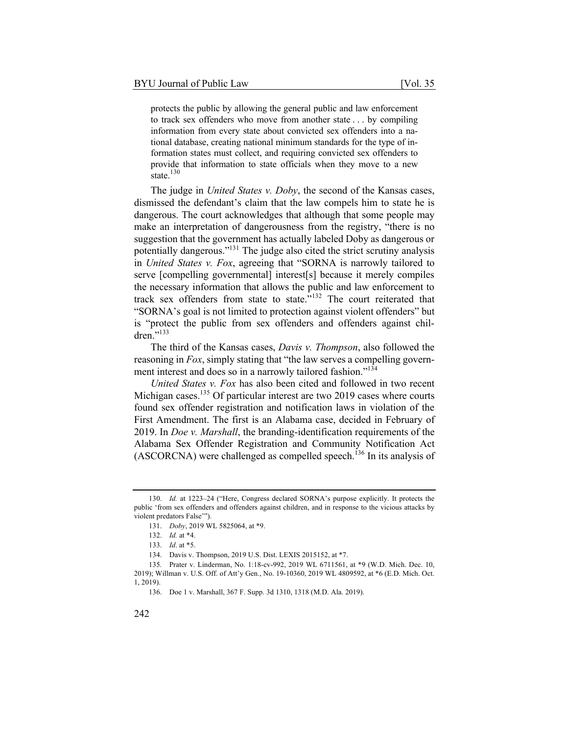> protects the public by allowing the general public and law enforcement to track sex offenders who move from another state . . . by compiling information from every state about convicted sex offenders into a national database, creating national minimum standards for the type of information states must collect, and requiring convicted sex offenders to provide that information to state officials when they move to a new state.[130]

The judge in *United States v. Doby*, the second of the Kansas cases, dismissed the defendant's claim that the law compels him to state he is dangerous. The court acknowledges that although that some people may make an interpretation of dangerousness from the registry, "there is no suggestion that the government has actually labeled Doby as dangerous or potentially dangerous."[131] The judge also cited the strict scrutiny analysis in *United States v. Fox*, agreeing that "SORNA is narrowly tailored to serve [compelling governmental] interest[s] because it merely compiles the necessary information that allows the public and law enforcement to track sex offenders from state to state."[132] The court reiterated that "SORNA's goal is not limited to protection against violent offenders" but is "protect the public from sex offenders and offenders against children."[133]

The third of the Kansas cases, *Davis v. Thompson*, also followed the reasoning in *Fox*, simply stating that "the law serves a compelling government interest and does so in a narrowly tailored fashion."[134]

*United States v. Fox* has also been cited and followed in two recent Michigan cases.[135] Of particular interest are two 2019 cases where courts found sex offender registration and notification laws in violation of the First Amendment. The first is an Alabama case, decided in February of 2019. In *Doe v. Marshall*, the branding-identification requirements of the Alabama Sex Offender Registration and Community Notification Act (ASCORCNA) were challenged as compelled speech.[136] In its analysis of

---

130. *Id.* at 1223–24 ("Here, Congress declared SORNA's purpose explicitly. It protects the public 'from sex offenders and offenders against children, and in response to the vicious attacks by violent predators False'").

131. *Doby*, 2019 WL 5825064, at *9.

132. *Id.* at *4.

133. *Id*. at *5.

134. Davis v. Thompson, 2019 U.S. Dist. LEXIS 2015152, at *7.

135. Prater v. Linderman, No. 1:18-cv-992, 2019 WL 6711561, at *9 (W.D. Mich. Dec. 10, 2019); Willman v. U.S. Off. of Att'y Gen., No. 19-10360, 2019 WL 4809592, at *6 (E.D. Mich. Oct. 1, 2019).

136. Doe 1 v. Marshall, 367 F. Supp. 3d 1310, 1318 (M.D. Ala. 2019).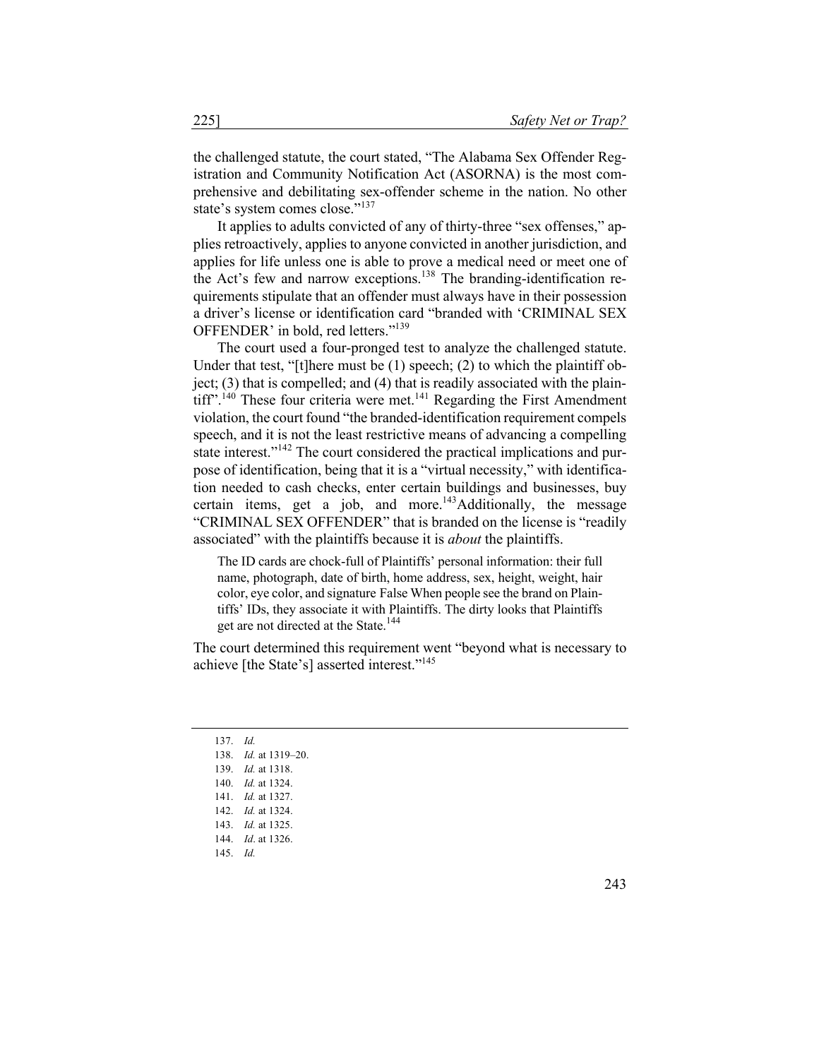the challenged statute, the court stated, "The Alabama Sex Offender Registration and Community Notification Act (ASORNA) is the most comprehensive and debilitating sex-offender scheme in the nation. No other state's system comes close."[137]

It applies to adults convicted of any of thirty-three "sex offenses," applies retroactively, applies to anyone convicted in another jurisdiction, and applies for life unless one is able to prove a medical need or meet one of the Act's few and narrow exceptions.[138] The branding-identification requirements stipulate that an offender must always have in their possession a driver's license or identification card "branded with 'CRIMINAL SEX OFFENDER' in bold, red letters."[139]

The court used a four-pronged test to analyze the challenged statute. Under that test, "[t]here must be (1) speech; (2) to which the plaintiff object; (3) that is compelled; and (4) that is readily associated with the plaintiff".[140] These four criteria were met.[141] Regarding the First Amendment violation, the court found "the branded-identification requirement compels speech, and it is not the least restrictive means of advancing a compelling state interest."[142] The court considered the practical implications and purpose of identification, being that it is a "virtual necessity," with identification needed to cash checks, enter certain buildings and businesses, buy certain items, get a job, and more.[143] Additionally, the message "CRIMINAL SEX OFFENDER" that is branded on the license is "readily associated" with the plaintiffs because it is *about* the plaintiffs.

> The ID cards are chock-full of Plaintiffs' personal information: their full name, photograph, date of birth, home address, sex, height, weight, hair color, eye color, and signature False When people see the brand on Plaintiffs' IDs, they associate it with Plaintiffs. The dirty looks that Plaintiffs get are not directed at the State.[144]

The court determined this requirement went "beyond what is necessary to achieve [the State's] asserted interest."[145]

---

137. *Id.*
138. *Id.* at 1319–20.
139. *Id.* at 1318.
140. *Id.* at 1324.
141. *Id.* at 1327.
142. *Id.* at 1324.
143. *Id.* at 1325.
144. *Id*. at 1326.
145. *Id.*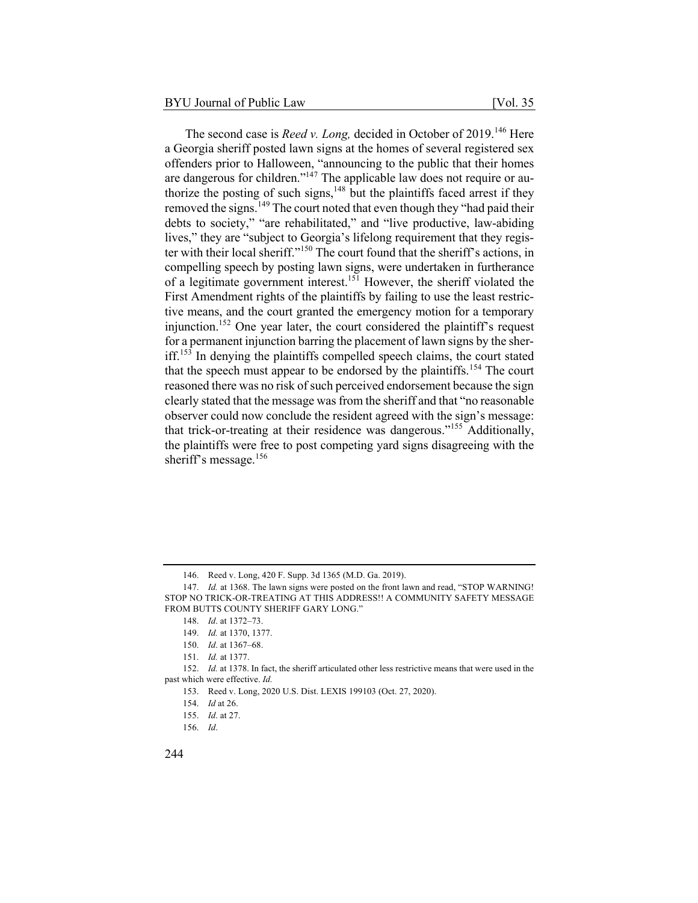The second case is *Reed v. Long,* decided in October of 2019.[146] Here a Georgia sheriff posted lawn signs at the homes of several registered sex offenders prior to Halloween, "announcing to the public that their homes are dangerous for children."[147] The applicable law does not require or authorize the posting of such signs,[148] but the plaintiffs faced arrest if they removed the signs.[149] The court noted that even though they "had paid their debts to society," "are rehabilitated," and "live productive, law-abiding lives," they are "subject to Georgia's lifelong requirement that they register with their local sheriff."[150] The court found that the sheriff's actions, in compelling speech by posting lawn signs, were undertaken in furtherance of a legitimate government interest.[151] However, the sheriff violated the First Amendment rights of the plaintiffs by failing to use the least restrictive means, and the court granted the emergency motion for a temporary injunction.[152] One year later, the court considered the plaintiff's request for a permanent injunction barring the placement of lawn signs by the sheriff.[153] In denying the plaintiffs compelled speech claims, the court stated that the speech must appear to be endorsed by the plaintiffs.[154] The court reasoned there was no risk of such perceived endorsement because the sign clearly stated that the message was from the sheriff and that "no reasonable observer could now conclude the resident agreed with the sign's message: that trick-or-treating at their residence was dangerous."[155] Additionally, the plaintiffs were free to post competing yard signs disagreeing with the sheriff's message.[156]

---

146. Reed v. Long, 420 F. Supp. 3d 1365 (M.D. Ga. 2019).

147. *Id.* at 1368. The lawn signs were posted on the front lawn and read, "STOP WARNING! STOP NO TRICK-OR-TREATING AT THIS ADDRESS!! A COMMUNITY SAFETY MESSAGE FROM BUTTS COUNTY SHERIFF GARY LONG."

148. *Id*. at 1372–73.

149. *Id.* at 1370, 1377.

150. *Id*. at 1367–68.

151. *Id.* at 1377.

152. *Id.* at 1378. In fact, the sheriff articulated other less restrictive means that were used in the past which were effective. *Id.*

153. Reed v. Long, 2020 U.S. Dist. LEXIS 199103 (Oct. 27, 2020).

154. *Id* at 26.

155. *Id*. at 27.

156. *Id*.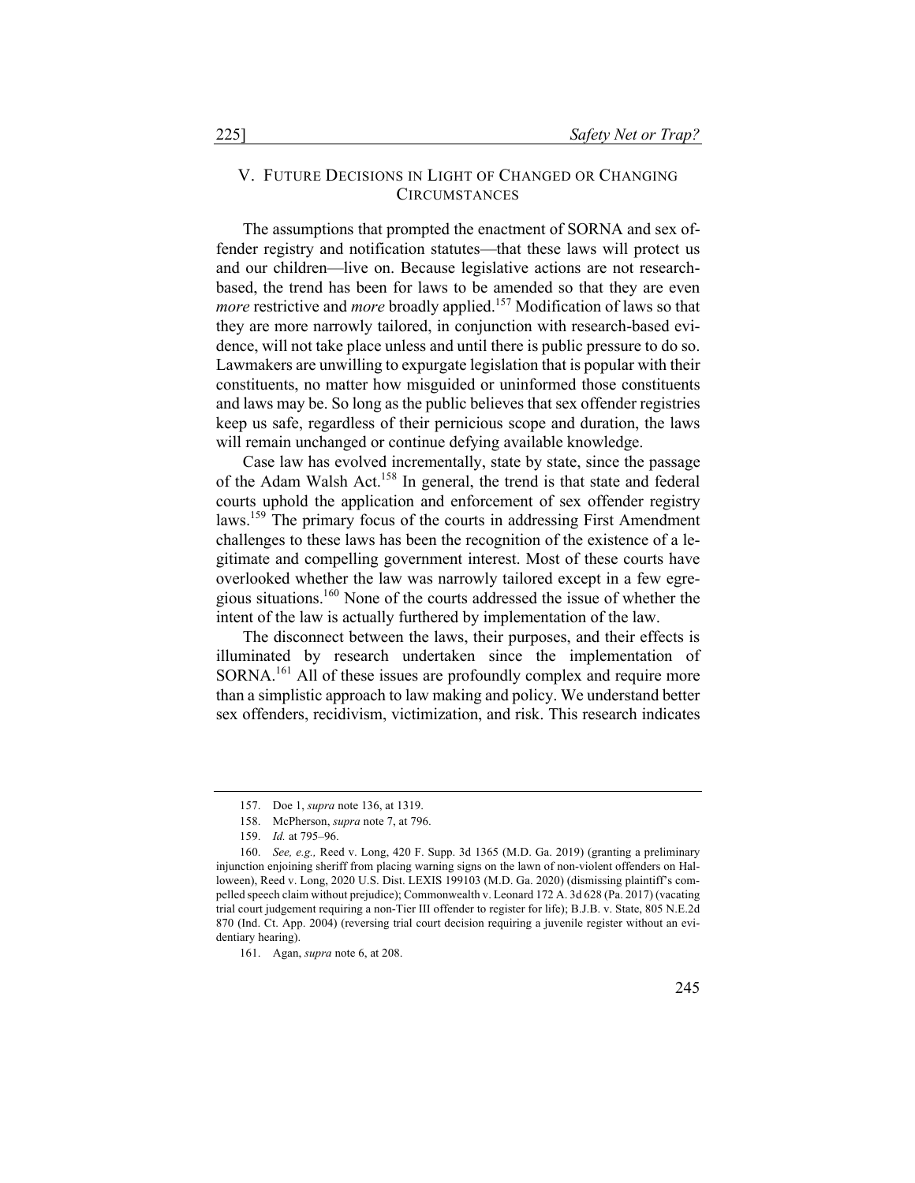## V. Future Decisions in Light of Changed or Changing Circumstances

The assumptions that prompted the enactment of SORNA and sex offender registry and notification statutes—that these laws will protect us and our children—live on. Because legislative actions are not research-based, the trend has been for laws to be amended so that they are even *more* restrictive and *more* broadly applied.[157] Modification of laws so that they are more narrowly tailored, in conjunction with research-based evidence, will not take place unless and until there is public pressure to do so. Lawmakers are unwilling to expurgate legislation that is popular with their constituents, no matter how misguided or uninformed those constituents and laws may be. So long as the public believes that sex offender registries keep us safe, regardless of their pernicious scope and duration, the laws will remain unchanged or continue defying available knowledge.

Case law has evolved incrementally, state by state, since the passage of the Adam Walsh Act.[158] In general, the trend is that state and federal courts uphold the application and enforcement of sex offender registry laws.[159] The primary focus of the courts in addressing First Amendment challenges to these laws has been the recognition of the existence of a legitimate and compelling government interest. Most of these courts have overlooked whether the law was narrowly tailored except in a few egregious situations.[160] None of the courts addressed the issue of whether the intent of the law is actually furthered by implementation of the law.

The disconnect between the laws, their purposes, and their effects is illuminated by research undertaken since the implementation of SORNA.[161] All of these issues are profoundly complex and require more than a simplistic approach to law making and policy. We understand better sex offenders, recidivism, victimization, and risk. This research indicates

---

157. Doe 1, *supra* note 136, at 1319.

158. McPherson, *supra* note 7, at 796.

159. *Id.* at 795–96.

160. *See, e.g.,* Reed v. Long, 420 F. Supp. 3d 1365 (M.D. Ga. 2019) (granting a preliminary injunction enjoining sheriff from placing warning signs on the lawn of non-violent offenders on Halloween), Reed v. Long, 2020 U.S. Dist. LEXIS 199103 (M.D. Ga. 2020) (dismissing plaintiff's compelled speech claim without prejudice); Commonwealth v. Leonard 172 A. 3d 628 (Pa. 2017) (vacating trial court judgement requiring a non-Tier III offender to register for life); B.J.B. v. State, 805 N.E.2d 870 (Ind. Ct. App. 2004) (reversing trial court decision requiring a juvenile register without an evidentiary hearing).

161. Agan, *supra* note 6, at 208.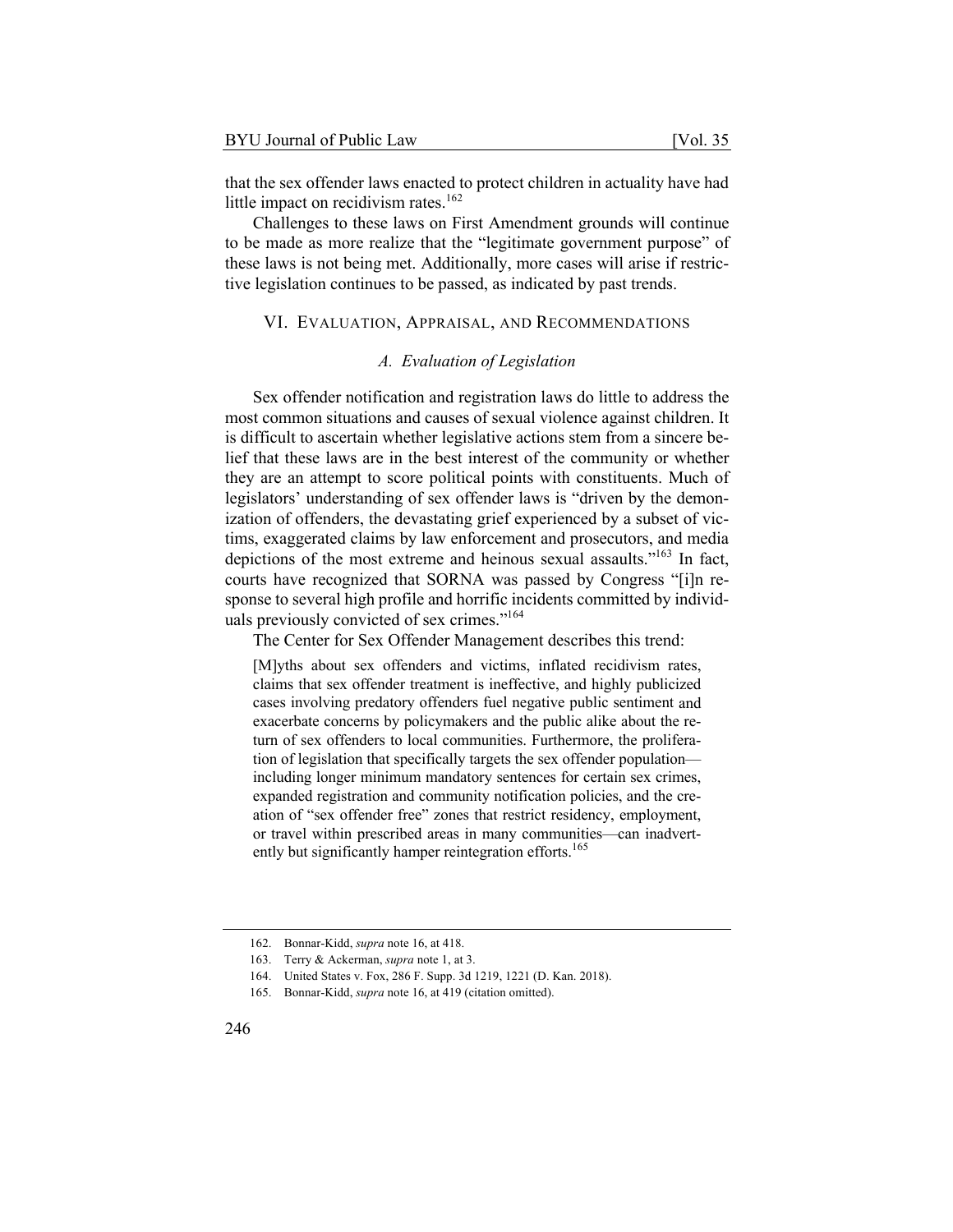that the sex offender laws enacted to protect children in actuality have had little impact on recidivism rates.[162]

Challenges to these laws on First Amendment grounds will continue to be made as more realize that the "legitimate government purpose" of these laws is not being met. Additionally, more cases will arise if restrictive legislation continues to be passed, as indicated by past trends.

## VI. Evaluation, Appraisal, and Recommendations

### *A. Evaluation of Legislation*

Sex offender notification and registration laws do little to address the most common situations and causes of sexual violence against children. It is difficult to ascertain whether legislative actions stem from a sincere belief that these laws are in the best interest of the community or whether they are an attempt to score political points with constituents. Much of legislators' understanding of sex offender laws is "driven by the demonization of offenders, the devastating grief experienced by a subset of victims, exaggerated claims by law enforcement and prosecutors, and media depictions of the most extreme and heinous sexual assaults."[163] In fact, courts have recognized that SORNA was passed by Congress "[i]n response to several high profile and horrific incidents committed by individuals previously convicted of sex crimes."[164]

The Center for Sex Offender Management describes this trend:

> [M]yths about sex offenders and victims, inflated recidivism rates, claims that sex offender treatment is ineffective, and highly publicized cases involving predatory offenders fuel negative public sentiment and exacerbate concerns by policymakers and the public alike about the return of sex offenders to local communities. Furthermore, the proliferation of legislation that specifically targets the sex offender population—including longer minimum mandatory sentences for certain sex crimes, expanded registration and community notification policies, and the creation of "sex offender free" zones that restrict residency, employment, or travel within prescribed areas in many communities—can inadvertently but significantly hamper reintegration efforts.[165]

---

162. Bonnar-Kidd, *supra* note 16, at 418.

163. Terry & Ackerman, *supra* note 1, at 3.

164. United States v. Fox, 286 F. Supp. 3d 1219, 1221 (D. Kan. 2018).

165. Bonnar-Kidd, *supra* note 16, at 419 (citation omitted).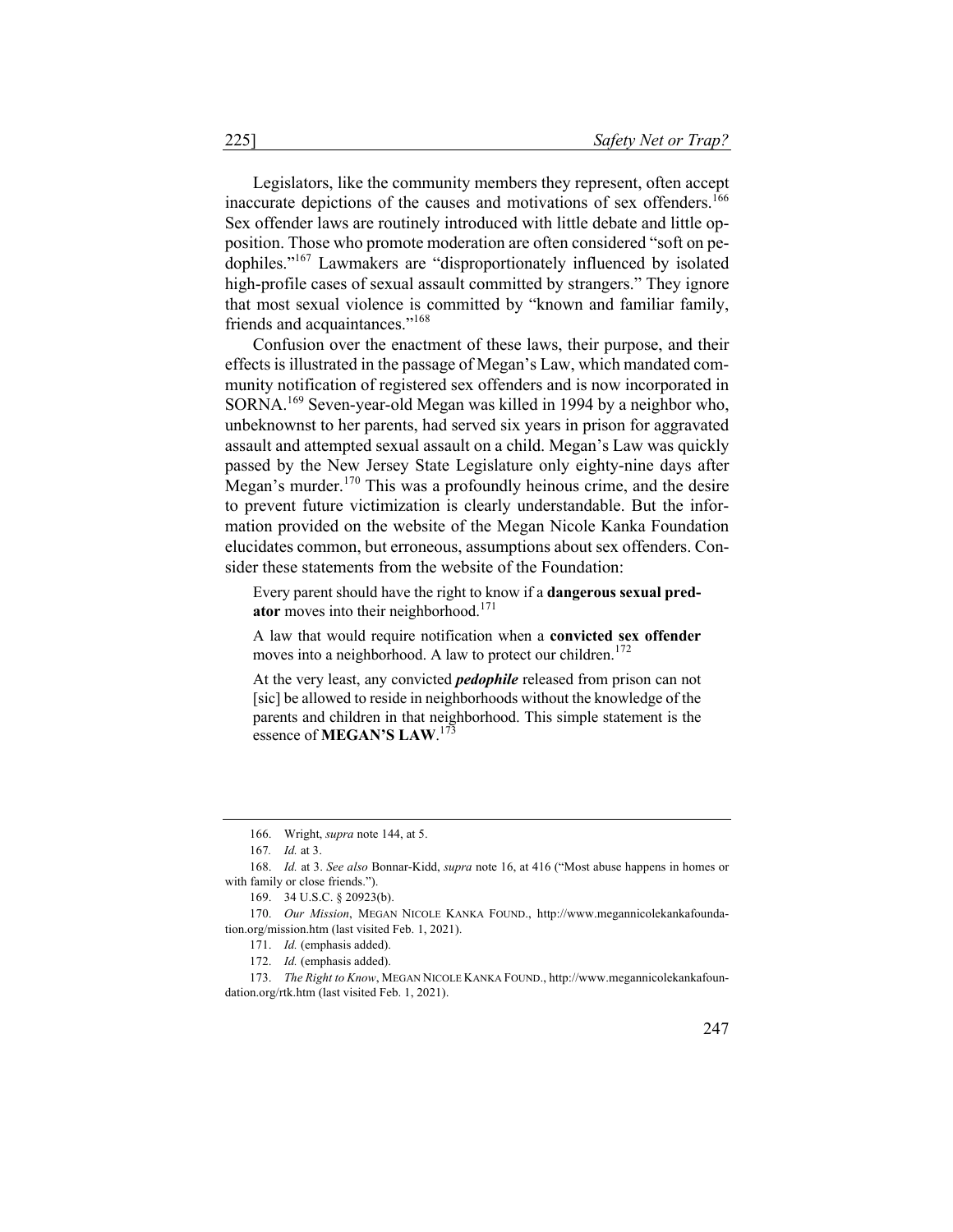Legislators, like the community members they represent, often accept inaccurate depictions of the causes and motivations of sex offenders.[166] Sex offender laws are routinely introduced with little debate and little opposition. Those who promote moderation are often considered "soft on pedophiles."[167] Lawmakers are "disproportionately influenced by isolated high-profile cases of sexual assault committed by strangers." They ignore that most sexual violence is committed by "known and familiar family, friends and acquaintances."[168]

Confusion over the enactment of these laws, their purpose, and their effects is illustrated in the passage of Megan's Law, which mandated community notification of registered sex offenders and is now incorporated in SORNA.[169] Seven-year-old Megan was killed in 1994 by a neighbor who, unbeknownst to her parents, had served six years in prison for aggravated assault and attempted sexual assault on a child. Megan's Law was quickly passed by the New Jersey State Legislature only eighty-nine days after Megan's murder.[170] This was a profoundly heinous crime, and the desire to prevent future victimization is clearly understandable. But the information provided on the website of the Megan Nicole Kanka Foundation elucidates common, but erroneous, assumptions about sex offenders. Consider these statements from the website of the Foundation:

> Every parent should have the right to know if a **dangerous sexual predator** moves into their neighborhood.[171]
>
> A law that would require notification when a **convicted sex offender** moves into a neighborhood. A law to protect our children.[172]
>
> At the very least, any convicted ***pedophile*** released from prison can not [sic] be allowed to reside in neighborhoods without the knowledge of the parents and children in that neighborhood. This simple statement is the essence of **MEGAN'S LAW**.[173]

---

166. Wright, *supra* note 144, at 5.

167. *Id.* at 3.

168. *Id.* at 3. *See also* Bonnar-Kidd, *supra* note 16, at 416 ("Most abuse happens in homes or with family or close friends.").

169. 34 U.S.C. § 20923(b).

170. *Our Mission*, MEGAN NICOLE KANKA FOUND., http://www.megannicolekankafoundation.org/mission.htm (last visited Feb. 1, 2021).

171. *Id.* (emphasis added).

172. *Id.* (emphasis added).

173. *The Right to Know*, MEGAN NICOLE KANKA FOUND., http://www.megannicolekankafoundation.org/rtk.htm (last visited Feb. 1, 2021).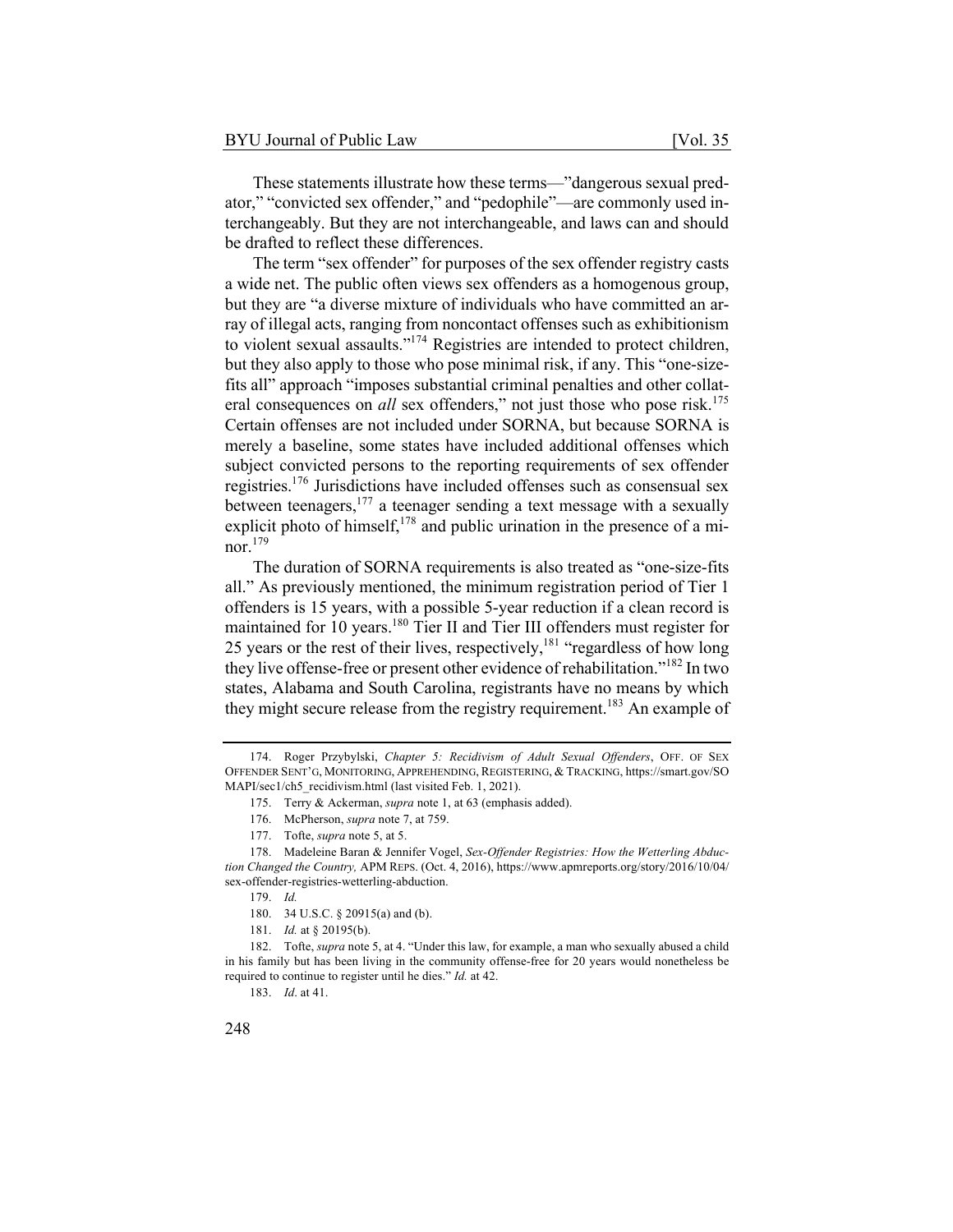These statements illustrate how these terms—"dangerous sexual predator," "convicted sex offender," and "pedophile"—are commonly used interchangeably. But they are not interchangeable, and laws can and should be drafted to reflect these differences.

The term "sex offender" for purposes of the sex offender registry casts a wide net. The public often views sex offenders as a homogenous group, but they are "a diverse mixture of individuals who have committed an array of illegal acts, ranging from noncontact offenses such as exhibitionism to violent sexual assaults."[174] Registries are intended to protect children, but they also apply to those who pose minimal risk, if any. This "one-size-fits all" approach "imposes substantial criminal penalties and other collateral consequences on *all* sex offenders," not just those who pose risk.[175] Certain offenses are not included under SORNA, but because SORNA is merely a baseline, some states have included additional offenses which subject convicted persons to the reporting requirements of sex offender registries.[176] Jurisdictions have included offenses such as consensual sex between teenagers,[177] a teenager sending a text message with a sexually explicit photo of himself,[178] and public urination in the presence of a minor.[179]

The duration of SORNA requirements is also treated as "one-size-fits all." As previously mentioned, the minimum registration period of Tier 1 offenders is 15 years, with a possible 5-year reduction if a clean record is maintained for 10 years.[180] Tier II and Tier III offenders must register for 25 years or the rest of their lives, respectively,[181] "regardless of how long they live offense-free or present other evidence of rehabilitation."[182] In two states, Alabama and South Carolina, registrants have no means by which they might secure release from the registry requirement.[183] An example of

---

174. Roger Przybylski, *Chapter 5: Recidivism of Adult Sexual Offenders*, OFF. OF SEX OFFENDER SENT'G, MONITORING, APPREHENDING, REGISTERING, & TRACKING, https://smart.gov/SOMAPI/sec1/ch5_recidivism.html (last visited Feb. 1, 2021).

175. Terry & Ackerman, *supra* note 1, at 63 (emphasis added).

176. McPherson, *supra* note 7, at 759.

177. Tofte, *supra* note 5, at 5.

178. Madeleine Baran & Jennifer Vogel, *Sex-Offender Registries: How the Wetterling Abduction Changed the Country,* APM REPS. (Oct. 4, 2016), https://www.apmreports.org/story/2016/10/04/sex-offender-registries-wetterling-abduction.

179. *Id.*

180. 34 U.S.C. § 20915(a) and (b).

181. *Id.* at § 20195(b).

182. Tofte, *supra* note 5, at 4. "Under this law, for example, a man who sexually abused a child in his family but has been living in the community offense-free for 20 years would nonetheless be required to continue to register until he dies." *Id.* at 42.

183. *Id*. at 41.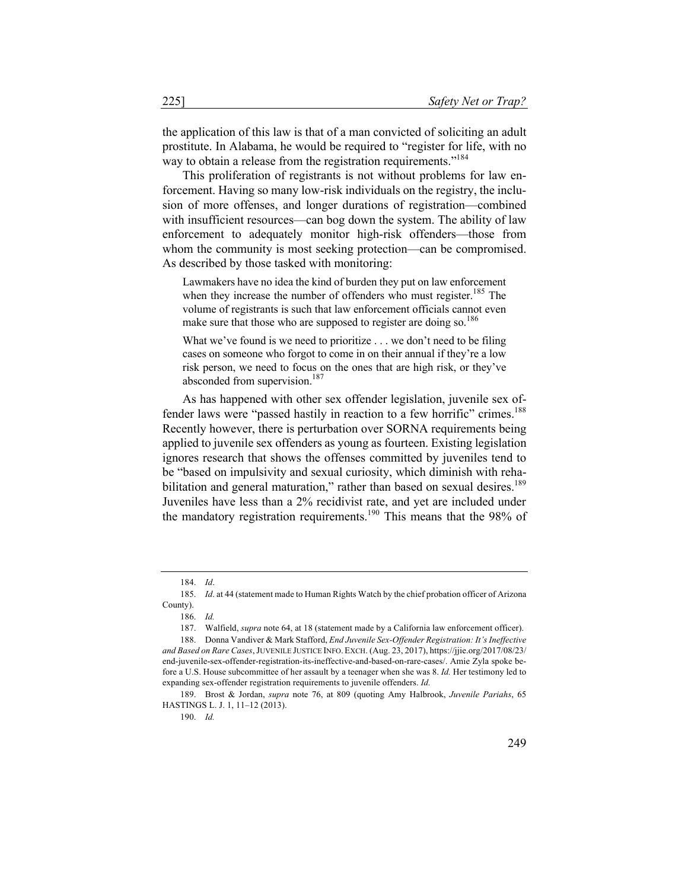the application of this law is that of a man convicted of soliciting an adult prostitute. In Alabama, he would be required to "register for life, with no way to obtain a release from the registration requirements."[184]

This proliferation of registrants is not without problems for law enforcement. Having so many low-risk individuals on the registry, the inclusion of more offenses, and longer durations of registration—combined with insufficient resources—can bog down the system. The ability of law enforcement to adequately monitor high-risk offenders—those from whom the community is most seeking protection—can be compromised. As described by those tasked with monitoring:

> Lawmakers have no idea the kind of burden they put on law enforcement when they increase the number of offenders who must register.[185] The volume of registrants is such that law enforcement officials cannot even make sure that those who are supposed to register are doing so.[186]
>
> What we've found is we need to prioritize . . . we don't need to be filing cases on someone who forgot to come in on their annual if they're a low risk person, we need to focus on the ones that are high risk, or they've absconded from supervision.[187]

As has happened with other sex offender legislation, juvenile sex offender laws were "passed hastily in reaction to a few horrific" crimes.[188] Recently however, there is perturbation over SORNA requirements being applied to juvenile sex offenders as young as fourteen. Existing legislation ignores research that shows the offenses committed by juveniles tend to be "based on impulsivity and sexual curiosity, which diminish with rehabilitation and general maturation," rather than based on sexual desires.[189] Juveniles have less than a 2% recidivist rate, and yet are included under the mandatory registration requirements.[190] This means that the 98% of

---

184. *Id*.

185. *Id*. at 44 (statement made to Human Rights Watch by the chief probation officer of Arizona County).

186. *Id.*

187. Walfield, *supra* note 64, at 18 (statement made by a California law enforcement officer).

188. Donna Vandiver & Mark Stafford, *End Juvenile Sex-Offender Registration: It's Ineffective and Based on Rare Cases*, JUVENILE JUSTICE INFO. EXCH. (Aug. 23, 2017), https://jjie.org/2017/08/23/end-juvenile-sex-offender-registration-its-ineffective-and-based-on-rare-cases/. Amie Zyla spoke before a U.S. House subcommittee of her assault by a teenager when she was 8. *Id.* Her testimony led to expanding sex-offender registration requirements to juvenile offenders. *Id.*

189. Brost & Jordan, *supra* note 76, at 809 (quoting Amy Halbrook, *Juvenile Pariahs*, 65 HASTINGS L. J. 1, 11–12 (2013).

190. *Id.*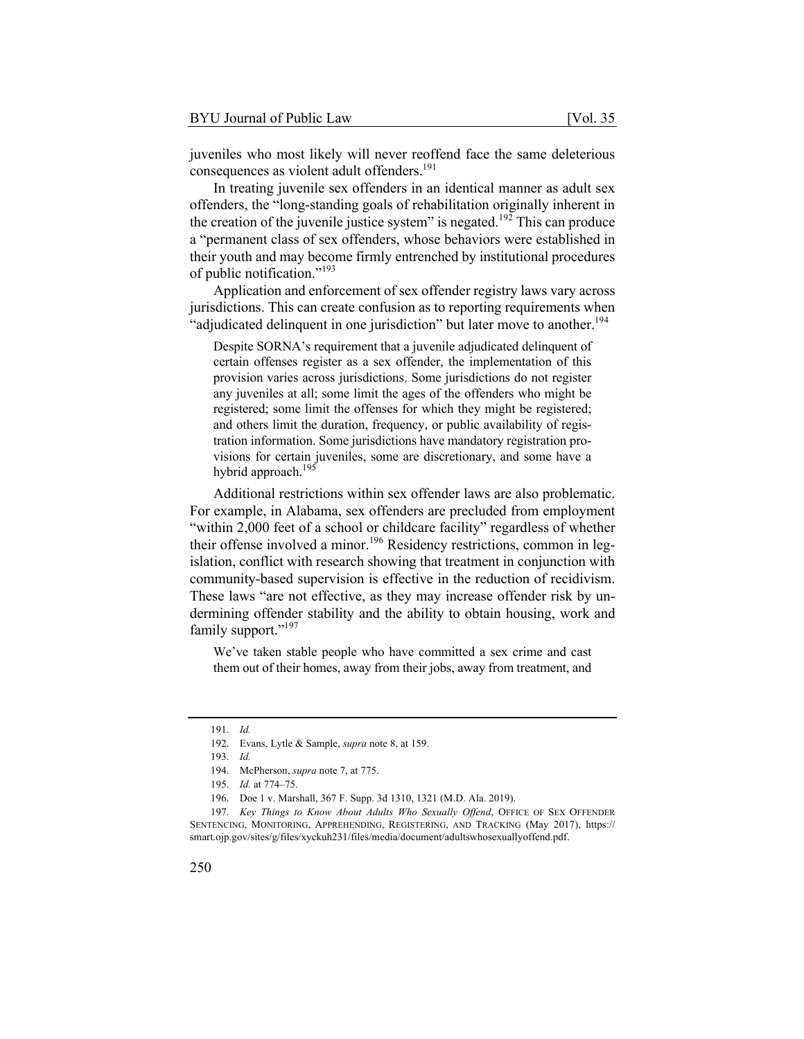juveniles who most likely will never reoffend face the same deleterious consequences as violent adult offenders.[191]

In treating juvenile sex offenders in an identical manner as adult sex offenders, the "long-standing goals of rehabilitation originally inherent in the creation of the juvenile justice system" is negated.[192] This can produce a "permanent class of sex offenders, whose behaviors were established in their youth and may become firmly entrenched by institutional procedures of public notification."[193]

Application and enforcement of sex offender registry laws vary across jurisdictions. This can create confusion as to reporting requirements when "adjudicated delinquent in one jurisdiction" but later move to another.[194]

> Despite SORNA's requirement that a juvenile adjudicated delinquent of certain offenses register as a sex offender, the implementation of this provision varies across jurisdictions. Some jurisdictions do not register any juveniles at all; some limit the ages of the offenders who might be registered; some limit the offenses for which they might be registered; and others limit the duration, frequency, or public availability of registration information. Some jurisdictions have mandatory registration provisions for certain juveniles, some are discretionary, and some have a hybrid approach.[195]

Additional restrictions within sex offender laws are also problematic. For example, in Alabama, sex offenders are precluded from employment "within 2,000 feet of a school or childcare facility" regardless of whether their offense involved a minor.[196] Residency restrictions, common in legislation, conflict with research showing that treatment in conjunction with community-based supervision is effective in the reduction of recidivism. These laws "are not effective, as they may increase offender risk by undermining offender stability and the ability to obtain housing, work and family support."[197]

> We've taken stable people who have committed a sex crime and cast them out of their homes, away from their jobs, away from treatment, and

---

191. *Id.*

192. Evans, Lytle & Sample, *supra* note 8, at 159.

193. *Id.*

194. McPherson, *supra* note 7, at 775.

195. *Id.* at 774–75.

196. Doe 1 v. Marshall, 367 F. Supp. 3d 1310, 1321 (M.D. Ala. 2019).

197. *Key Things to Know About Adults Who Sexually Offend*, OFFICE OF SEX OFFENDER SENTENCING, MONITORING, APPREHENDING, REGISTERING, AND TRACKING (May 2017), https://smart.ojp.gov/sites/g/files/xyckuh231/files/media/document/adultswhosexuallyoffend.pdf.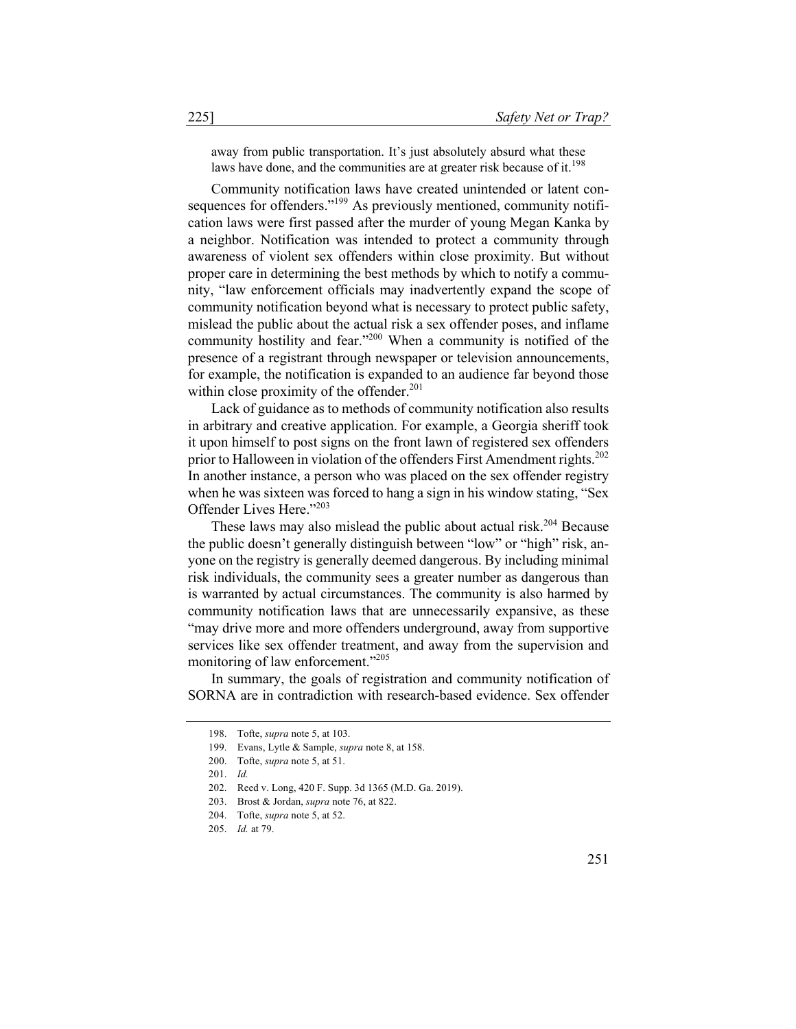away from public transportation. It's just absolutely absurd what these laws have done, and the communities are at greater risk because of it.[198]

Community notification laws have created unintended or latent consequences for offenders."[199] As previously mentioned, community notification laws were first passed after the murder of young Megan Kanka by a neighbor. Notification was intended to protect a community through awareness of violent sex offenders within close proximity. But without proper care in determining the best methods by which to notify a community, "law enforcement officials may inadvertently expand the scope of community notification beyond what is necessary to protect public safety, mislead the public about the actual risk a sex offender poses, and inflame community hostility and fear."[200] When a community is notified of the presence of a registrant through newspaper or television announcements, for example, the notification is expanded to an audience far beyond those within close proximity of the offender.[201]

Lack of guidance as to methods of community notification also results in arbitrary and creative application. For example, a Georgia sheriff took it upon himself to post signs on the front lawn of registered sex offenders prior to Halloween in violation of the offenders First Amendment rights.[202] In another instance, a person who was placed on the sex offender registry when he was sixteen was forced to hang a sign in his window stating, "Sex Offender Lives Here."[203]

These laws may also mislead the public about actual risk.[204] Because the public doesn't generally distinguish between "low" or "high" risk, anyone on the registry is generally deemed dangerous. By including minimal risk individuals, the community sees a greater number as dangerous than is warranted by actual circumstances. The community is also harmed by community notification laws that are unnecessarily expansive, as these "may drive more and more offenders underground, away from supportive services like sex offender treatment, and away from the supervision and monitoring of law enforcement."[205]

In summary, the goals of registration and community notification of SORNA are in contradiction with research-based evidence. Sex offender

---

198. Tofte, *supra* note 5, at 103.

199. Evans, Lytle & Sample, *supra* note 8, at 158.

200. Tofte, *supra* note 5, at 51.

201. *Id.*

202. Reed v. Long, 420 F. Supp. 3d 1365 (M.D. Ga. 2019).

203. Brost & Jordan, *supra* note 76, at 822.

204. Tofte, *supra* note 5, at 52.

205. *Id.* at 79.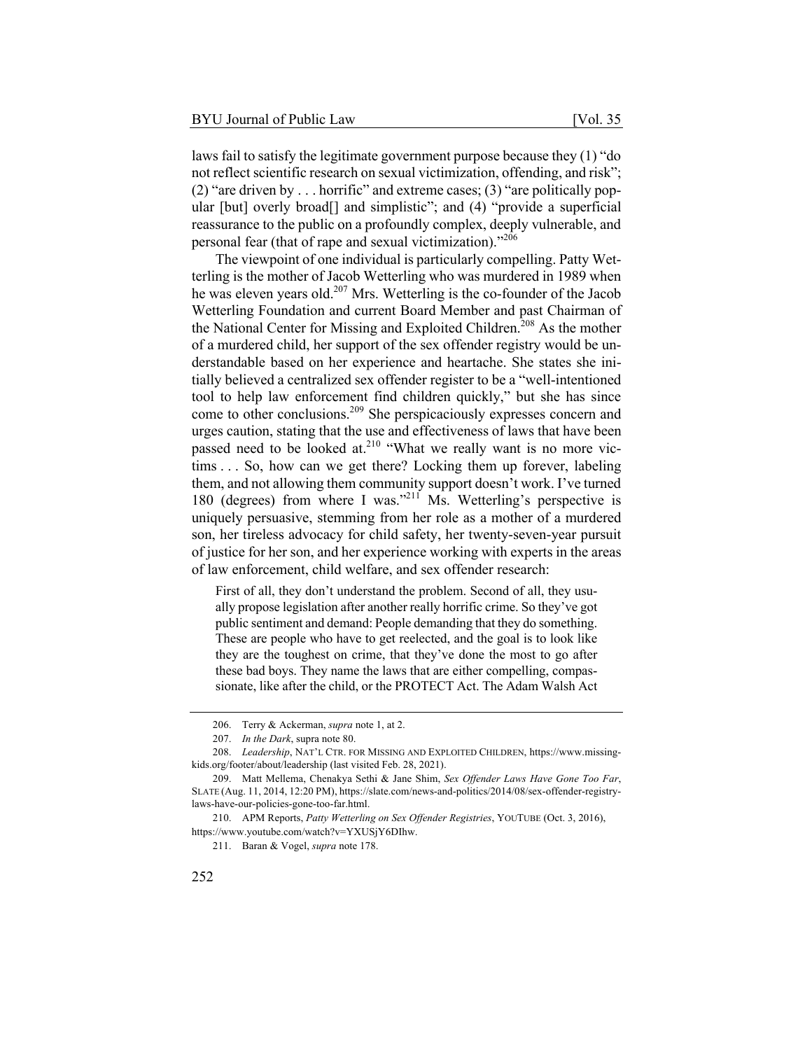laws fail to satisfy the legitimate government purpose because they (1) "do not reflect scientific research on sexual victimization, offending, and risk"; (2) "are driven by . . . horrific" and extreme cases; (3) "are politically popular [but] overly broad[] and simplistic"; and (4) "provide a superficial reassurance to the public on a profoundly complex, deeply vulnerable, and personal fear (that of rape and sexual victimization)."[206]

The viewpoint of one individual is particularly compelling. Patty Wetterling is the mother of Jacob Wetterling who was murdered in 1989 when he was eleven years old.[207] Mrs. Wetterling is the co-founder of the Jacob Wetterling Foundation and current Board Member and past Chairman of the National Center for Missing and Exploited Children.[208] As the mother of a murdered child, her support of the sex offender registry would be understandable based on her experience and heartache. She states she initially believed a centralized sex offender register to be a "well-intentioned tool to help law enforcement find children quickly," but she has since come to other conclusions.[209] She perspicaciously expresses concern and urges caution, stating that the use and effectiveness of laws that have been passed need to be looked at.[210] "What we really want is no more victims . . . So, how can we get there? Locking them up forever, labeling them, and not allowing them community support doesn't work. I've turned 180 (degrees) from where I was."[211] Ms. Wetterling's perspective is uniquely persuasive, stemming from her role as a mother of a murdered son, her tireless advocacy for child safety, her twenty-seven-year pursuit of justice for her son, and her experience working with experts in the areas of law enforcement, child welfare, and sex offender research:

> First of all, they don't understand the problem. Second of all, they usually propose legislation after another really horrific crime. So they've got public sentiment and demand: People demanding that they do something. These are people who have to get reelected, and the goal is to look like they are the toughest on crime, that they've done the most to go after these bad boys. They name the laws that are either compelling, compassionate, like after the child, or the PROTECT Act. The Adam Walsh Act

---

206. Terry & Ackerman, *supra* note 1, at 2.

207. *In the Dark*, supra note 80.

208. *Leadership*, NAT'L CTR. FOR MISSING AND EXPLOITED CHILDREN, https://www.missingkids.org/footer/about/leadership (last visited Feb. 28, 2021).

209. Matt Mellema, Chenakya Sethi & Jane Shim, *Sex Offender Laws Have Gone Too Far*, SLATE (Aug. 11, 2014, 12:20 PM), https://slate.com/news-and-politics/2014/08/sex-offender-registry-laws-have-our-policies-gone-too-far.html.

210. APM Reports, *Patty Wetterling on Sex Offender Registries*, YOUTUBE (Oct. 3, 2016), https://www.youtube.com/watch?v=YXUSjY6DIhw.

211. Baran & Vogel, *supra* note 178.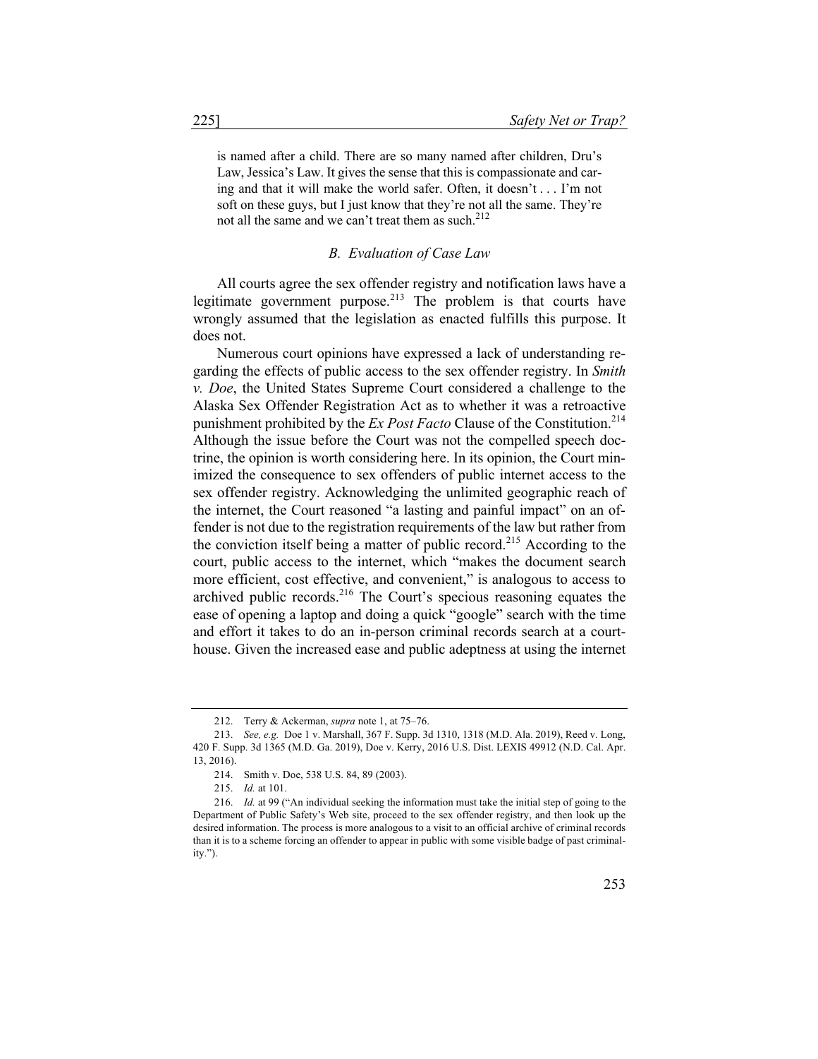is named after a child. There are so many named after children, Dru's Law, Jessica's Law. It gives the sense that this is compassionate and caring and that it will make the world safer. Often, it doesn't . . . I'm not soft on these guys, but I just know that they're not all the same. They're not all the same and we can't treat them as such.[212]

### *B. Evaluation of Case Law*

All courts agree the sex offender registry and notification laws have a legitimate government purpose.[213] The problem is that courts have wrongly assumed that the legislation as enacted fulfills this purpose. It does not.

Numerous court opinions have expressed a lack of understanding regarding the effects of public access to the sex offender registry. In *Smith v. Doe*, the United States Supreme Court considered a challenge to the Alaska Sex Offender Registration Act as to whether it was a retroactive punishment prohibited by the *Ex Post Facto* Clause of the Constitution.[214] Although the issue before the Court was not the compelled speech doctrine, the opinion is worth considering here. In its opinion, the Court minimized the consequence to sex offenders of public internet access to the sex offender registry. Acknowledging the unlimited geographic reach of the internet, the Court reasoned "a lasting and painful impact" on an offender is not due to the registration requirements of the law but rather from the conviction itself being a matter of public record.[215] According to the court, public access to the internet, which "makes the document search more efficient, cost effective, and convenient," is analogous to access to archived public records.[216] The Court's specious reasoning equates the ease of opening a laptop and doing a quick "google" search with the time and effort it takes to do an in-person criminal records search at a courthouse. Given the increased ease and public adeptness at using the internet

---

212. Terry & Ackerman, *supra* note 1, at 75–76.

213. *See, e.g.* Doe 1 v. Marshall, 367 F. Supp. 3d 1310, 1318 (M.D. Ala. 2019), Reed v. Long, 420 F. Supp. 3d 1365 (M.D. Ga. 2019), Doe v. Kerry, 2016 U.S. Dist. LEXIS 49912 (N.D. Cal. Apr. 13, 2016).

214. Smith v. Doe, 538 U.S. 84, 89 (2003).

215. *Id.* at 101.

216. *Id.* at 99 ("An individual seeking the information must take the initial step of going to the Department of Public Safety's Web site, proceed to the sex offender registry, and then look up the desired information. The process is more analogous to a visit to an official archive of criminal records than it is to a scheme forcing an offender to appear in public with some visible badge of past criminality.").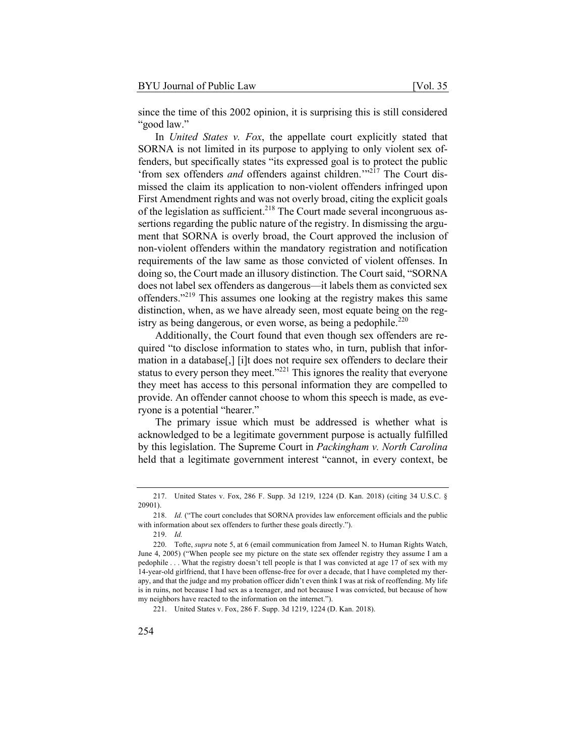since the time of this 2002 opinion, it is surprising this is still considered "good law."

In *United States v. Fox*, the appellate court explicitly stated that SORNA is not limited in its purpose to applying to only violent sex offenders, but specifically states "its expressed goal is to protect the public 'from sex offenders *and* offenders against children.'"[217] The Court dismissed the claim its application to non-violent offenders infringed upon First Amendment rights and was not overly broad, citing the explicit goals of the legislation as sufficient.[218] The Court made several incongruous assertions regarding the public nature of the registry. In dismissing the argument that SORNA is overly broad, the Court approved the inclusion of non-violent offenders within the mandatory registration and notification requirements of the law same as those convicted of violent offenses. In doing so, the Court made an illusory distinction. The Court said, "SORNA does not label sex offenders as dangerous—it labels them as convicted sex offenders."[219] This assumes one looking at the registry makes this same distinction, when, as we have already seen, most equate being on the registry as being dangerous, or even worse, as being a pedophile.[220]

Additionally, the Court found that even though sex offenders are required "to disclose information to states who, in turn, publish that information in a database[,] [i]t does not require sex offenders to declare their status to every person they meet."[221] This ignores the reality that everyone they meet has access to this personal information they are compelled to provide. An offender cannot choose to whom this speech is made, as everyone is a potential "hearer."

The primary issue which must be addressed is whether what is acknowledged to be a legitimate government purpose is actually fulfilled by this legislation. The Supreme Court in *Packingham v. North Carolina* held that a legitimate government interest "cannot, in every context, be

---

217. United States v. Fox, 286 F. Supp. 3d 1219, 1224 (D. Kan. 2018) (citing 34 U.S.C. § 20901).

218. *Id.* ("The court concludes that SORNA provides law enforcement officials and the public with information about sex offenders to further these goals directly.").

219. *Id.*

220. Tofte, *supra* note 5, at 6 (email communication from Jameel N. to Human Rights Watch, June 4, 2005) ("When people see my picture on the state sex offender registry they assume I am a pedophile . . . What the registry doesn't tell people is that I was convicted at age 17 of sex with my 14-year-old girlfriend, that I have been offense-free for over a decade, that I have completed my therapy, and that the judge and my probation officer didn't even think I was at risk of reoffending. My life is in ruins, not because I had sex as a teenager, and not because I was convicted, but because of how my neighbors have reacted to the information on the internet.").

221. United States v. Fox, 286 F. Supp. 3d 1219, 1224 (D. Kan. 2018).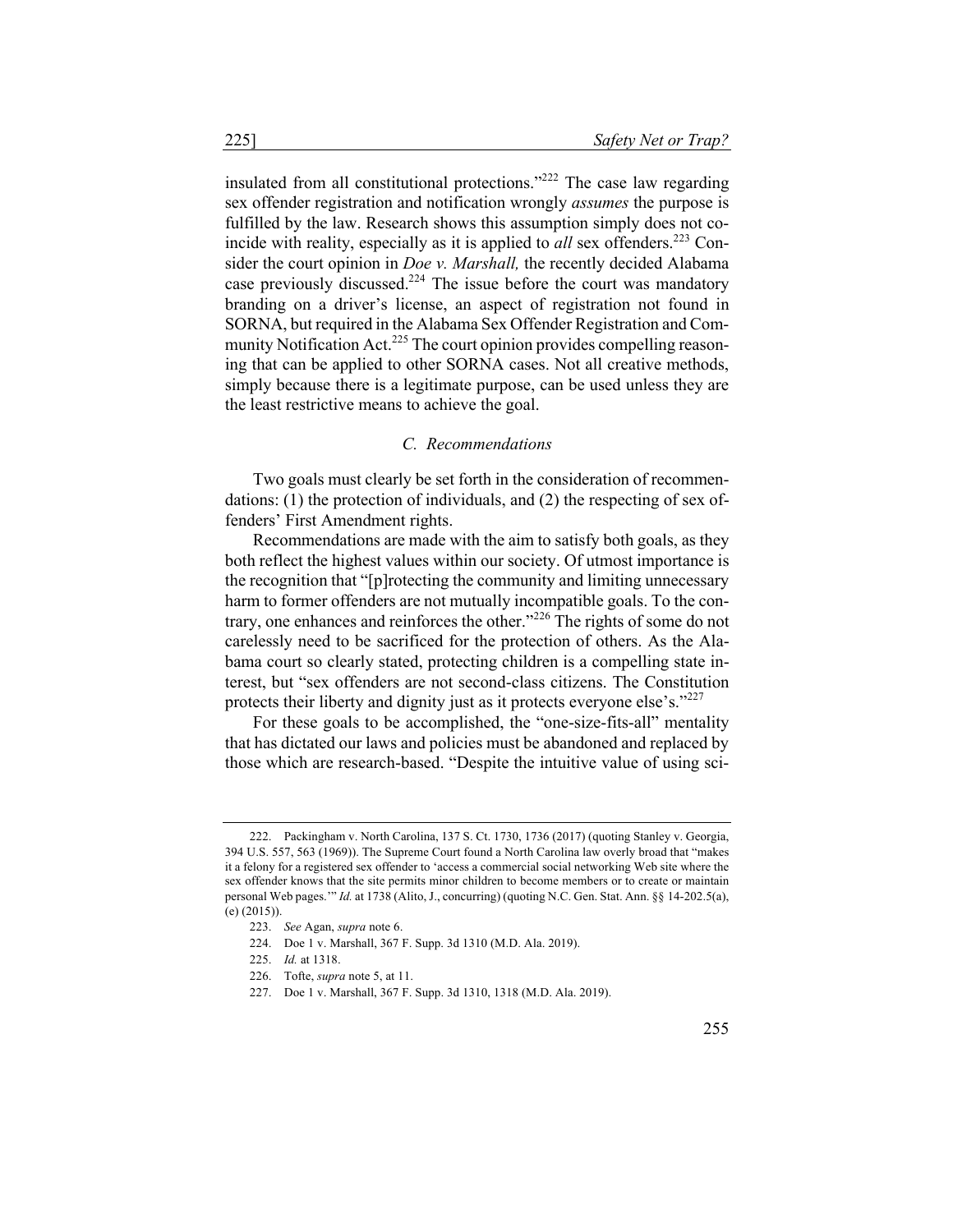insulated from all constitutional protections."[222] The case law regarding sex offender registration and notification wrongly *assumes* the purpose is fulfilled by the law. Research shows this assumption simply does not coincide with reality, especially as it is applied to *all* sex offenders.[223] Consider the court opinion in *Doe v. Marshall,* the recently decided Alabama case previously discussed.[224] The issue before the court was mandatory branding on a driver's license, an aspect of registration not found in SORNA, but required in the Alabama Sex Offender Registration and Community Notification Act.[225] The court opinion provides compelling reasoning that can be applied to other SORNA cases. Not all creative methods, simply because there is a legitimate purpose, can be used unless they are the least restrictive means to achieve the goal.

### *C. Recommendations*

Two goals must clearly be set forth in the consideration of recommendations: (1) the protection of individuals, and (2) the respecting of sex offenders' First Amendment rights.

Recommendations are made with the aim to satisfy both goals, as they both reflect the highest values within our society. Of utmost importance is the recognition that "[p]rotecting the community and limiting unnecessary harm to former offenders are not mutually incompatible goals. To the contrary, one enhances and reinforces the other."[226] The rights of some do not carelessly need to be sacrificed for the protection of others. As the Alabama court so clearly stated, protecting children is a compelling state interest, but "sex offenders are not second-class citizens. The Constitution protects their liberty and dignity just as it protects everyone else's."[227]

For these goals to be accomplished, the "one-size-fits-all" mentality that has dictated our laws and policies must be abandoned and replaced by those which are research-based. "Despite the intuitive value of using sci-

---

222. Packingham v. North Carolina, 137 S. Ct. 1730, 1736 (2017) (quoting Stanley v. Georgia, 394 U.S. 557, 563 (1969)). The Supreme Court found a North Carolina law overly broad that "makes it a felony for a registered sex offender to 'access a commercial social networking Web site where the sex offender knows that the site permits minor children to become members or to create or maintain personal Web pages.'" *Id.* at 1738 (Alito, J., concurring) (quoting N.C. Gen. Stat. Ann. §§ 14-202.5(a), (e) (2015)).

223. *See* Agan, *supra* note 6.

224. Doe 1 v. Marshall, 367 F. Supp. 3d 1310 (M.D. Ala. 2019).

225. *Id.* at 1318.

226. Tofte, *supra* note 5, at 11.

227. Doe 1 v. Marshall, 367 F. Supp. 3d 1310, 1318 (M.D. Ala. 2019).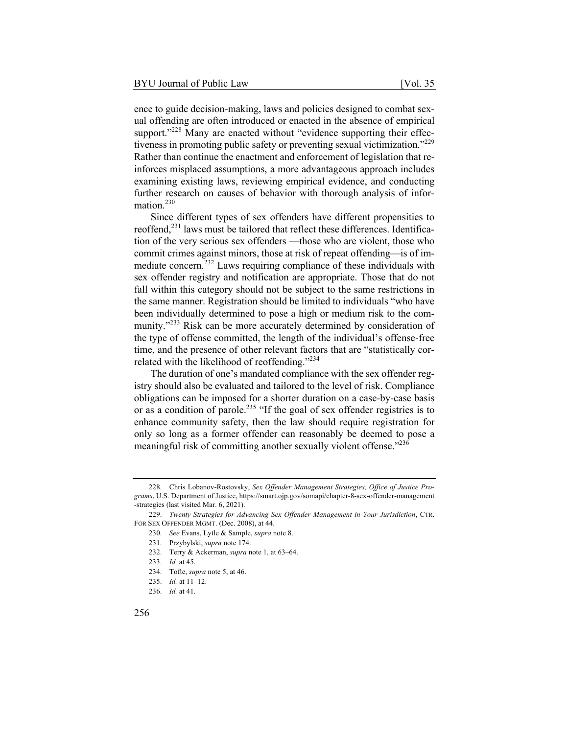ence to guide decision-making, laws and policies designed to combat sexual offending are often introduced or enacted in the absence of empirical support."[228] Many are enacted without "evidence supporting their effectiveness in promoting public safety or preventing sexual victimization."[229] Rather than continue the enactment and enforcement of legislation that reinforces misplaced assumptions, a more advantageous approach includes examining existing laws, reviewing empirical evidence, and conducting further research on causes of behavior with thorough analysis of information.[230]

Since different types of sex offenders have different propensities to reoffend,[231] laws must be tailored that reflect these differences. Identification of the very serious sex offenders —those who are violent, those who commit crimes against minors, those at risk of repeat offending—is of immediate concern.[232] Laws requiring compliance of these individuals with sex offender registry and notification are appropriate. Those that do not fall within this category should not be subject to the same restrictions in the same manner. Registration should be limited to individuals "who have been individually determined to pose a high or medium risk to the community."[233] Risk can be more accurately determined by consideration of the type of offense committed, the length of the individual's offense-free time, and the presence of other relevant factors that are "statistically correlated with the likelihood of reoffending."[234]

The duration of one's mandated compliance with the sex offender registry should also be evaluated and tailored to the level of risk. Compliance obligations can be imposed for a shorter duration on a case-by-case basis or as a condition of parole.[235] "If the goal of sex offender registries is to enhance community safety, then the law should require registration for only so long as a former offender can reasonably be deemed to pose a meaningful risk of committing another sexually violent offense."[236]

---

228. Chris Lobanov-Rostovsky, *Sex Offender Management Strategies, Office of Justice Programs*, U.S. Department of Justice, https://smart.ojp.gov/somapi/chapter-8-sex-offender-management-strategies (last visited Mar. 6, 2021).

229. *Twenty Strategies for Advancing Sex Offender Management in Your Jurisdiction*, CTR. FOR SEX OFFENDER MGMT. (Dec. 2008), at 44.

230. *See* Evans, Lytle & Sample, *supra* note 8.

231. Przybylski, *supra* note 174.

232. Terry & Ackerman, *supra* note 1, at 63–64.

233. *Id.* at 45.

234. Tofte, *supra* note 5, at 46.

235. *Id.* at 11–12.

236. *Id.* at 41.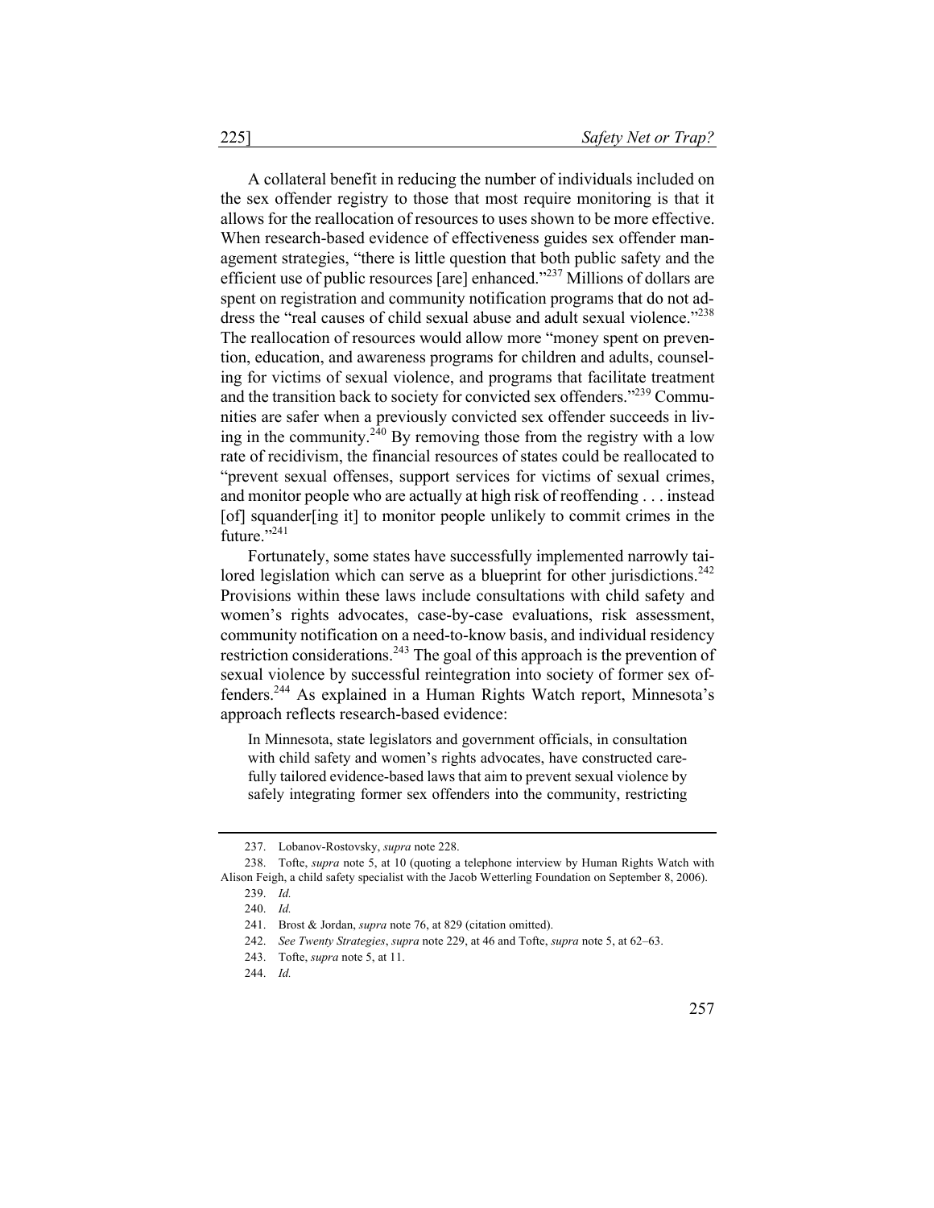A collateral benefit in reducing the number of individuals included on the sex offender registry to those that most require monitoring is that it allows for the reallocation of resources to uses shown to be more effective. When research-based evidence of effectiveness guides sex offender management strategies, "there is little question that both public safety and the efficient use of public resources [are] enhanced."[237] Millions of dollars are spent on registration and community notification programs that do not address the "real causes of child sexual abuse and adult sexual violence."[238] The reallocation of resources would allow more "money spent on prevention, education, and awareness programs for children and adults, counseling for victims of sexual violence, and programs that facilitate treatment and the transition back to society for convicted sex offenders."[239] Communities are safer when a previously convicted sex offender succeeds in living in the community.[240] By removing those from the registry with a low rate of recidivism, the financial resources of states could be reallocated to "prevent sexual offenses, support services for victims of sexual crimes, and monitor people who are actually at high risk of reoffending . . . instead [of] squander[ing it] to monitor people unlikely to commit crimes in the future."[241]

Fortunately, some states have successfully implemented narrowly tailored legislation which can serve as a blueprint for other jurisdictions.[242] Provisions within these laws include consultations with child safety and women's rights advocates, case-by-case evaluations, risk assessment, community notification on a need-to-know basis, and individual residency restriction considerations.[243] The goal of this approach is the prevention of sexual violence by successful reintegration into society of former sex offenders.[244] As explained in a Human Rights Watch report, Minnesota's approach reflects research-based evidence:

> In Minnesota, state legislators and government officials, in consultation with child safety and women's rights advocates, have constructed carefully tailored evidence-based laws that aim to prevent sexual violence by safely integrating former sex offenders into the community, restricting

237. Lobanov-Rostovsky, *supra* note 228.

238. Tofte, *supra* note 5, at 10 (quoting a telephone interview by Human Rights Watch with Alison Feigh, a child safety specialist with the Jacob Wetterling Foundation on September 8, 2006).

239. *Id.*

240. *Id.*

241. Brost & Jordan, *supra* note 76, at 829 (citation omitted).

242. *See Twenty Strategies*, *supra* note 229, at 46 and Tofte, *supra* note 5, at 62–63.

243. Tofte, *supra* note 5, at 11.

244. *Id.*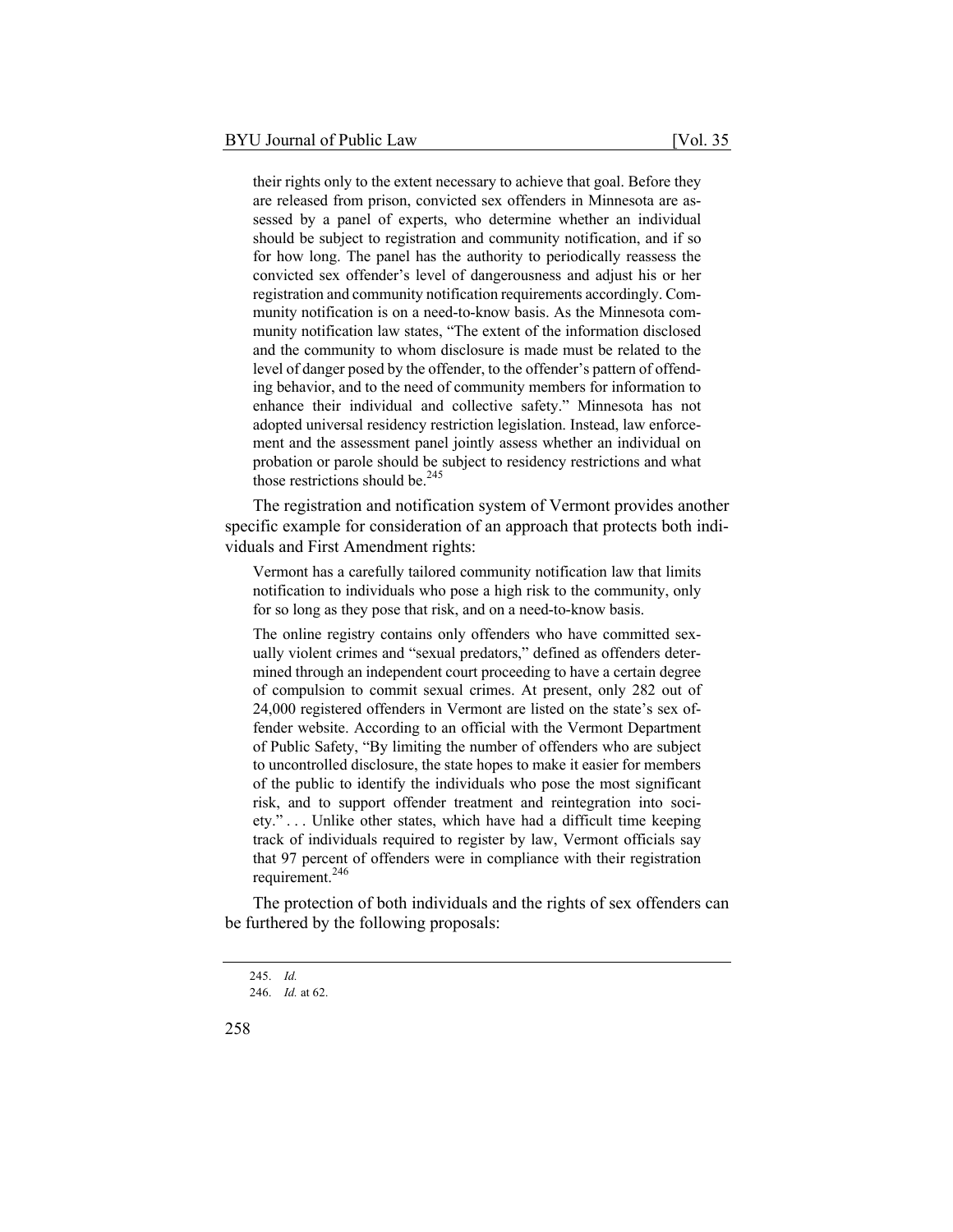> their rights only to the extent necessary to achieve that goal. Before they are released from prison, convicted sex offenders in Minnesota are assessed by a panel of experts, who determine whether an individual should be subject to registration and community notification, and if so for how long. The panel has the authority to periodically reassess the convicted sex offender's level of dangerousness and adjust his or her registration and community notification requirements accordingly. Community notification is on a need-to-know basis. As the Minnesota community notification law states, "The extent of the information disclosed and the community to whom disclosure is made must be related to the level of danger posed by the offender, to the offender's pattern of offending behavior, and to the need of community members for information to enhance their individual and collective safety." Minnesota has not adopted universal residency restriction legislation. Instead, law enforcement and the assessment panel jointly assess whether an individual on probation or parole should be subject to residency restrictions and what those restrictions should be.[245]

The registration and notification system of Vermont provides another specific example for consideration of an approach that protects both individuals and First Amendment rights:

> Vermont has a carefully tailored community notification law that limits notification to individuals who pose a high risk to the community, only for so long as they pose that risk, and on a need-to-know basis.
>
> The online registry contains only offenders who have committed sexually violent crimes and "sexual predators," defined as offenders determined through an independent court proceeding to have a certain degree of compulsion to commit sexual crimes. At present, only 282 out of 24,000 registered offenders in Vermont are listed on the state's sex offender website. According to an official with the Vermont Department of Public Safety, "By limiting the number of offenders who are subject to uncontrolled disclosure, the state hopes to make it easier for members of the public to identify the individuals who pose the most significant risk, and to support offender treatment and reintegration into society." . . . Unlike other states, which have had a difficult time keeping track of individuals required to register by law, Vermont officials say that 97 percent of offenders were in compliance with their registration requirement.[246]

The protection of both individuals and the rights of sex offenders can be furthered by the following proposals:

---

245. *Id.*

246. *Id.* at 62.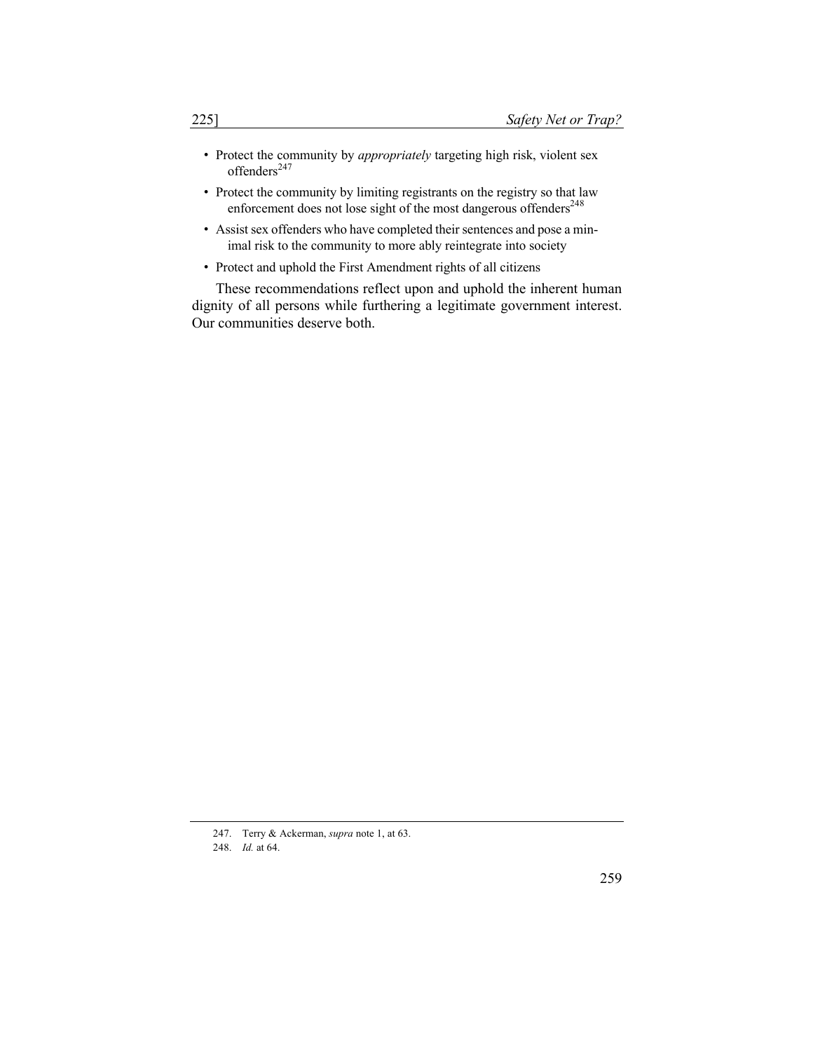- Protect the community by *appropriately* targeting high risk, violent sex offenders[247]
- Protect the community by limiting registrants on the registry so that law enforcement does not lose sight of the most dangerous offenders[248]
- Assist sex offenders who have completed their sentences and pose a minimal risk to the community to more ably reintegrate into society
- Protect and uphold the First Amendment rights of all citizens

These recommendations reflect upon and uphold the inherent human dignity of all persons while furthering a legitimate government interest. Our communities deserve both.

---

247. Terry & Ackerman, *supra* note 1, at 63.

248. *Id.* at 64.